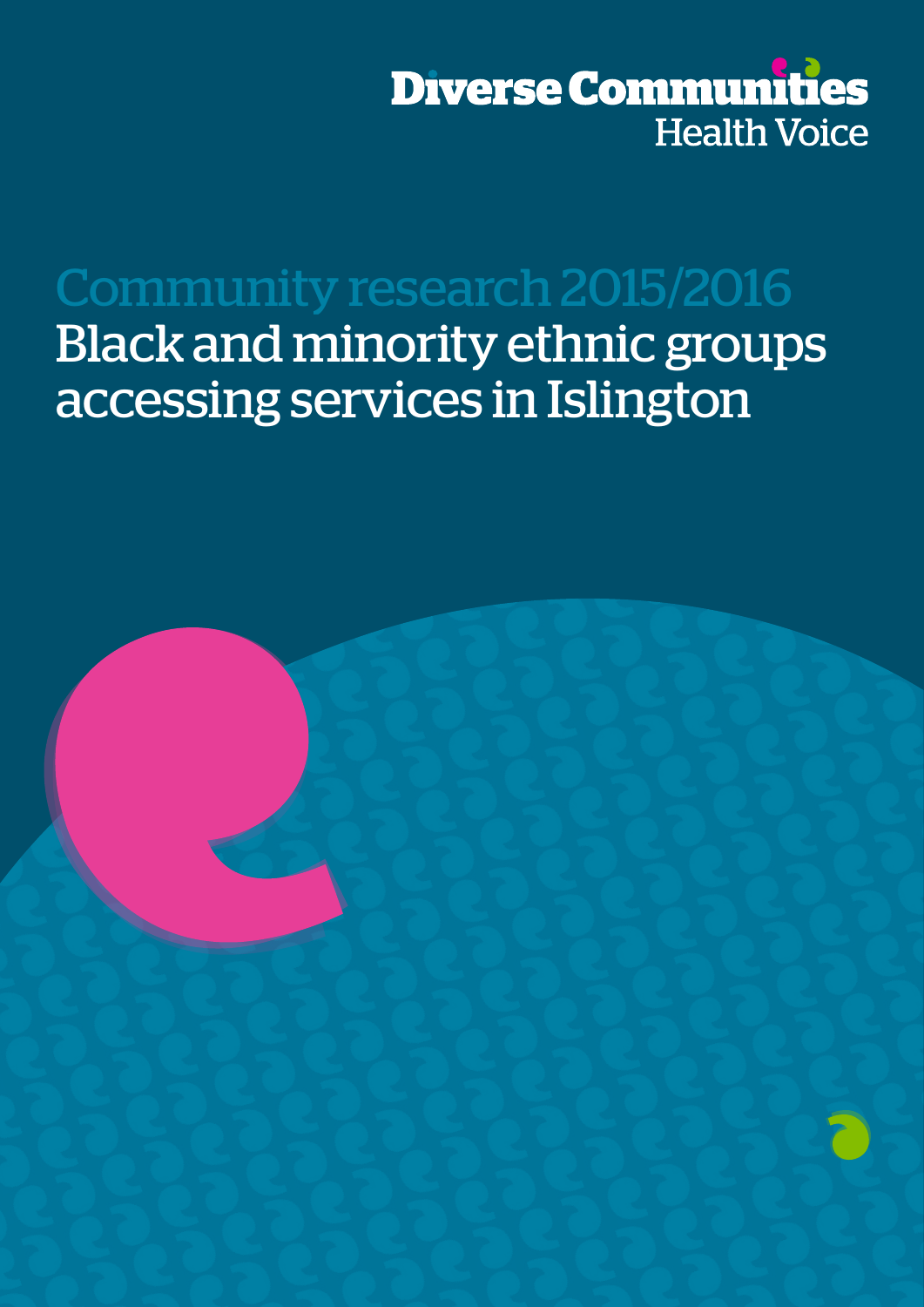Diverse Communities
Health Voice

Community research 2015/2016

# Black and minority ethnic groups accessing services in Islington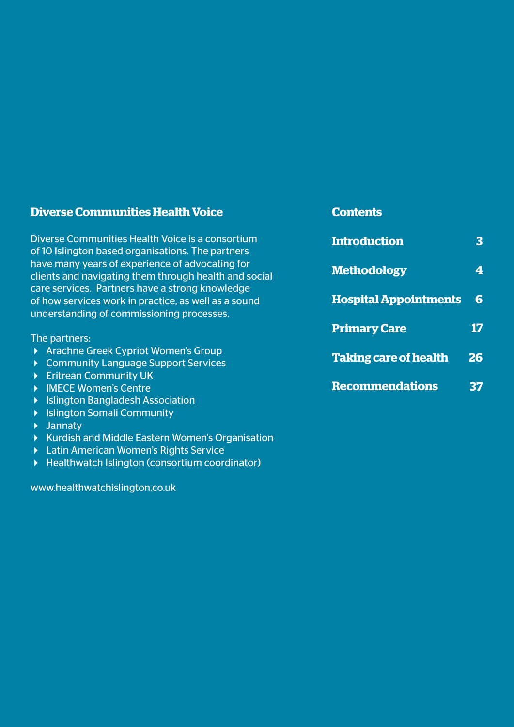## Diverse Communities Health Voice

Diverse Communities Health Voice is a consortium of 10 Islington based organisations. The partners have many years of experience of advocating for clients and navigating them through health and social care services. Partners have a strong knowledge of how services work in practice, as well as a sound understanding of commissioning processes.

The partners:

- Arachne Greek Cypriot Women's Group
- Community Language Support Services
- Eritrean Community UK
- IMECE Women's Centre
- Islington Bangladesh Association
- Islington Somali Community
- Jannaty
- Kurdish and Middle Eastern Women's Organisation
- Latin American Women's Rights Service
- Healthwatch Islington (consortium coordinator)

www.healthwatchislington.co.uk

## Contents

| | |
|---|---|
| **Introduction** | **3** |
| **Methodology** | **4** |
| **Hospital Appointments** | **6** |
| **Primary Care** | **17** |
| **Taking care of health** | **26** |
| **Recommendations** | **37** |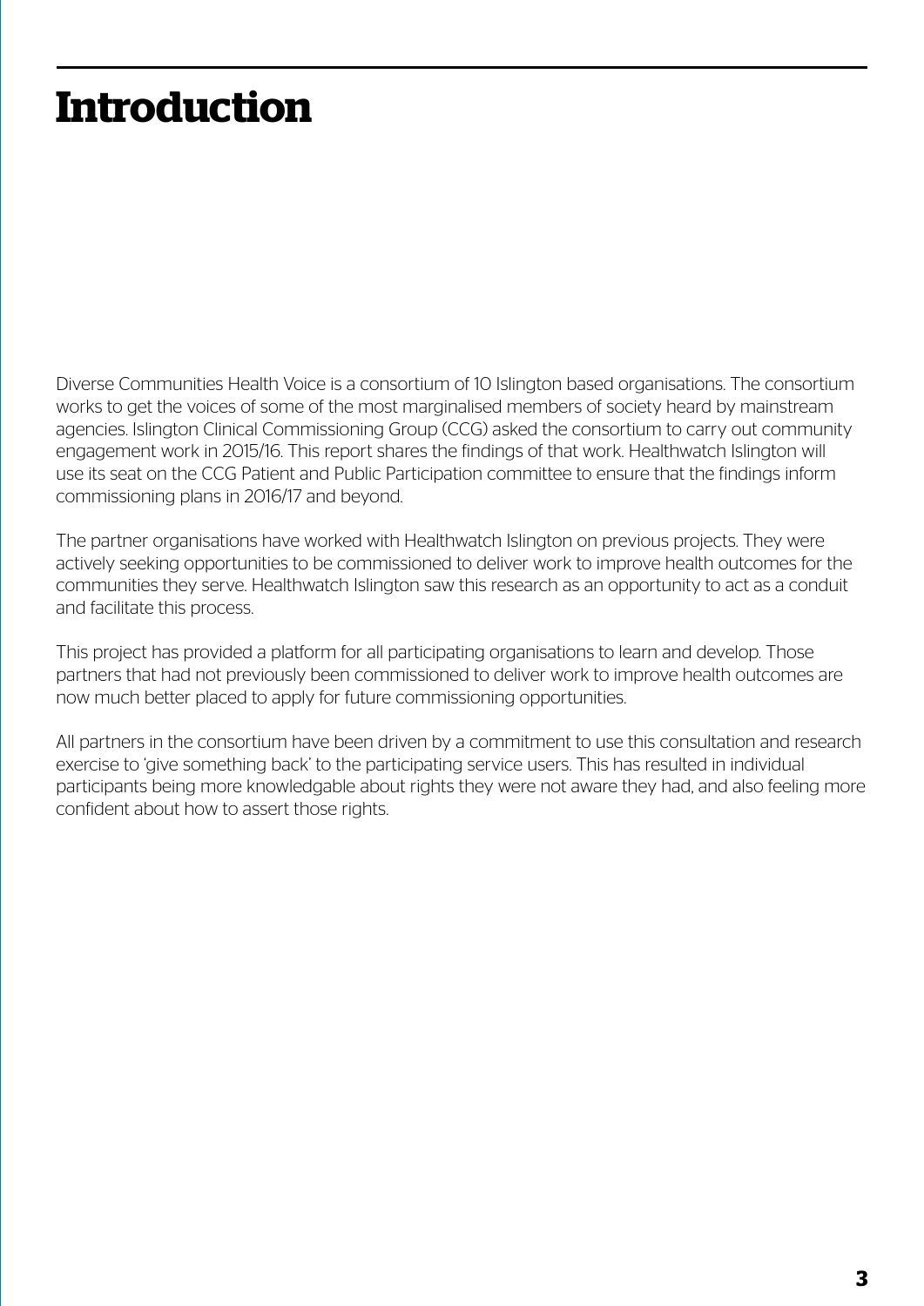# Introduction

Diverse Communities Health Voice is a consortium of 10 Islington based organisations. The consortium works to get the voices of some of the most marginalised members of society heard by mainstream agencies. Islington Clinical Commissioning Group (CCG) asked the consortium to carry out community engagement work in 2015/16. This report shares the findings of that work. Healthwatch Islington will use its seat on the CCG Patient and Public Participation committee to ensure that the findings inform commissioning plans in 2016/17 and beyond.

The partner organisations have worked with Healthwatch Islington on previous projects. They were actively seeking opportunities to be commissioned to deliver work to improve health outcomes for the communities they serve. Healthwatch Islington saw this research as an opportunity to act as a conduit and facilitate this process.

This project has provided a platform for all participating organisations to learn and develop. Those partners that had not previously been commissioned to deliver work to improve health outcomes are now much better placed to apply for future commissioning opportunities.

All partners in the consortium have been driven by a commitment to use this consultation and research exercise to 'give something back' to the participating service users. This has resulted in individual participants being more knowledgable about rights they were not aware they had, and also feeling more confident about how to assert those rights.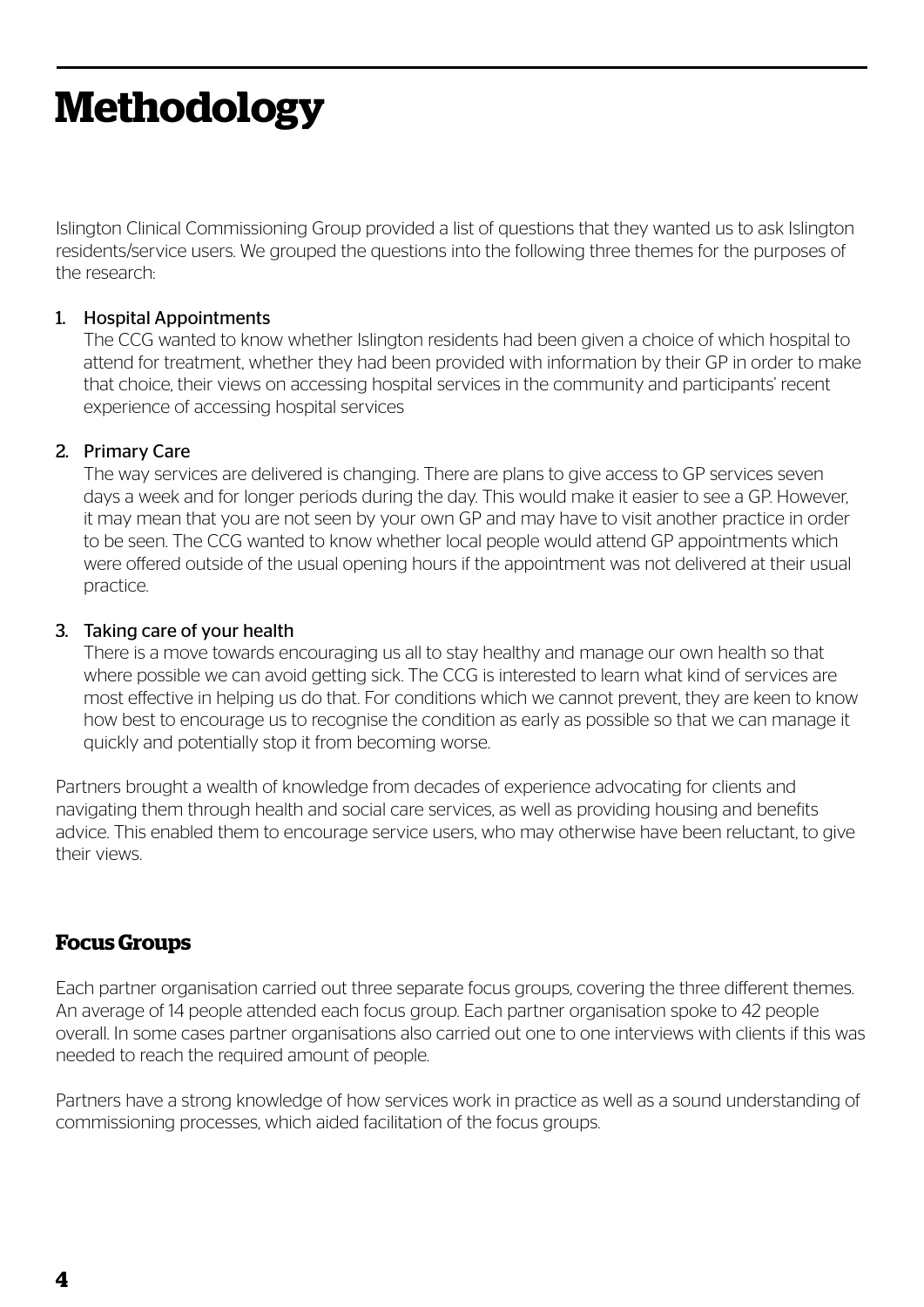# Methodology

Islington Clinical Commissioning Group provided a list of questions that they wanted us to ask Islington residents/service users. We grouped the questions into the following three themes for the purposes of the research:

1. Hospital Appointments
   The CCG wanted to know whether Islington residents had been given a choice of which hospital to attend for treatment, whether they had been provided with information by their GP in order to make that choice, their views on accessing hospital services in the community and participants' recent experience of accessing hospital services

2. Primary Care
   The way services are delivered is changing. There are plans to give access to GP services seven days a week and for longer periods during the day. This would make it easier to see a GP. However, it may mean that you are not seen by your own GP and may have to visit another practice in order to be seen. The CCG wanted to know whether local people would attend GP appointments which were offered outside of the usual opening hours if the appointment was not delivered at their usual practice.

3. Taking care of your health
   There is a move towards encouraging us all to stay healthy and manage our own health so that where possible we can avoid getting sick. The CCG is interested to learn what kind of services are most effective in helping us do that. For conditions which we cannot prevent, they are keen to know how best to encourage us to recognise the condition as early as possible so that we can manage it quickly and potentially stop it from becoming worse.

Partners brought a wealth of knowledge from decades of experience advocating for clients and navigating them through health and social care services, as well as providing housing and benefits advice. This enabled them to encourage service users, who may otherwise have been reluctant, to give their views.

### Focus Groups

Each partner organisation carried out three separate focus groups, covering the three different themes. An average of 14 people attended each focus group. Each partner organisation spoke to 42 people overall. In some cases partner organisations also carried out one to one interviews with clients if this was needed to reach the required amount of people.

Partners have a strong knowledge of how services work in practice as well as a sound understanding of commissioning processes, which aided facilitation of the focus groups.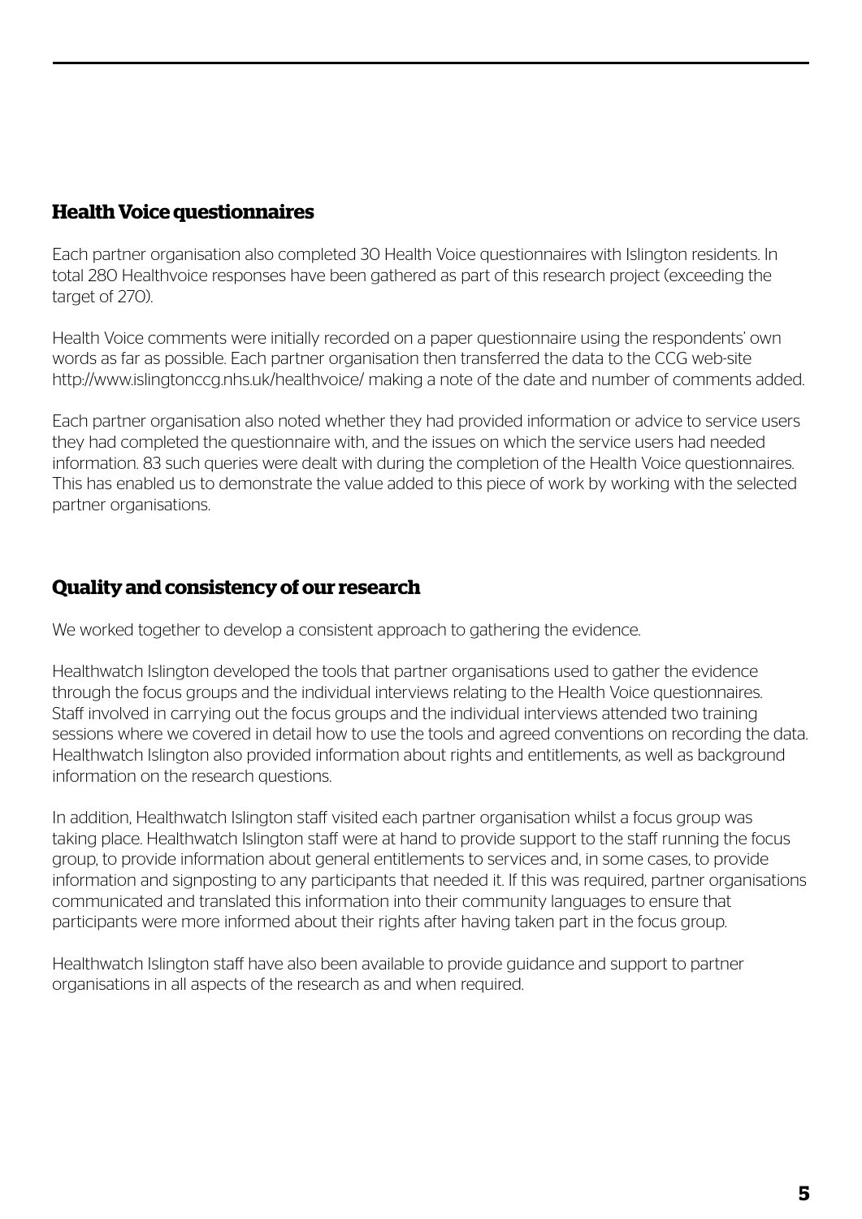## Health Voice questionnaires

Each partner organisation also completed 30 Health Voice questionnaires with Islington residents. In total 280 Healthvoice responses have been gathered as part of this research project (exceeding the target of 270).

Health Voice comments were initially recorded on a paper questionnaire using the respondents' own words as far as possible. Each partner organisation then transferred the data to the CCG web-site http://www.islingtonccg.nhs.uk/healthvoice/ making a note of the date and number of comments added.

Each partner organisation also noted whether they had provided information or advice to service users they had completed the questionnaire with, and the issues on which the service users had needed information. 83 such queries were dealt with during the completion of the Health Voice questionnaires. This has enabled us to demonstrate the value added to this piece of work by working with the selected partner organisations.

## Quality and consistency of our research

We worked together to develop a consistent approach to gathering the evidence.

Healthwatch Islington developed the tools that partner organisations used to gather the evidence through the focus groups and the individual interviews relating to the Health Voice questionnaires. Staff involved in carrying out the focus groups and the individual interviews attended two training sessions where we covered in detail how to use the tools and agreed conventions on recording the data. Healthwatch Islington also provided information about rights and entitlements, as well as background information on the research questions.

In addition, Healthwatch Islington staff visited each partner organisation whilst a focus group was taking place. Healthwatch Islington staff were at hand to provide support to the staff running the focus group, to provide information about general entitlements to services and, in some cases, to provide information and signposting to any participants that needed it. If this was required, partner organisations communicated and translated this information into their community languages to ensure that participants were more informed about their rights after having taken part in the focus group.

Healthwatch Islington staff have also been available to provide guidance and support to partner organisations in all aspects of the research as and when required.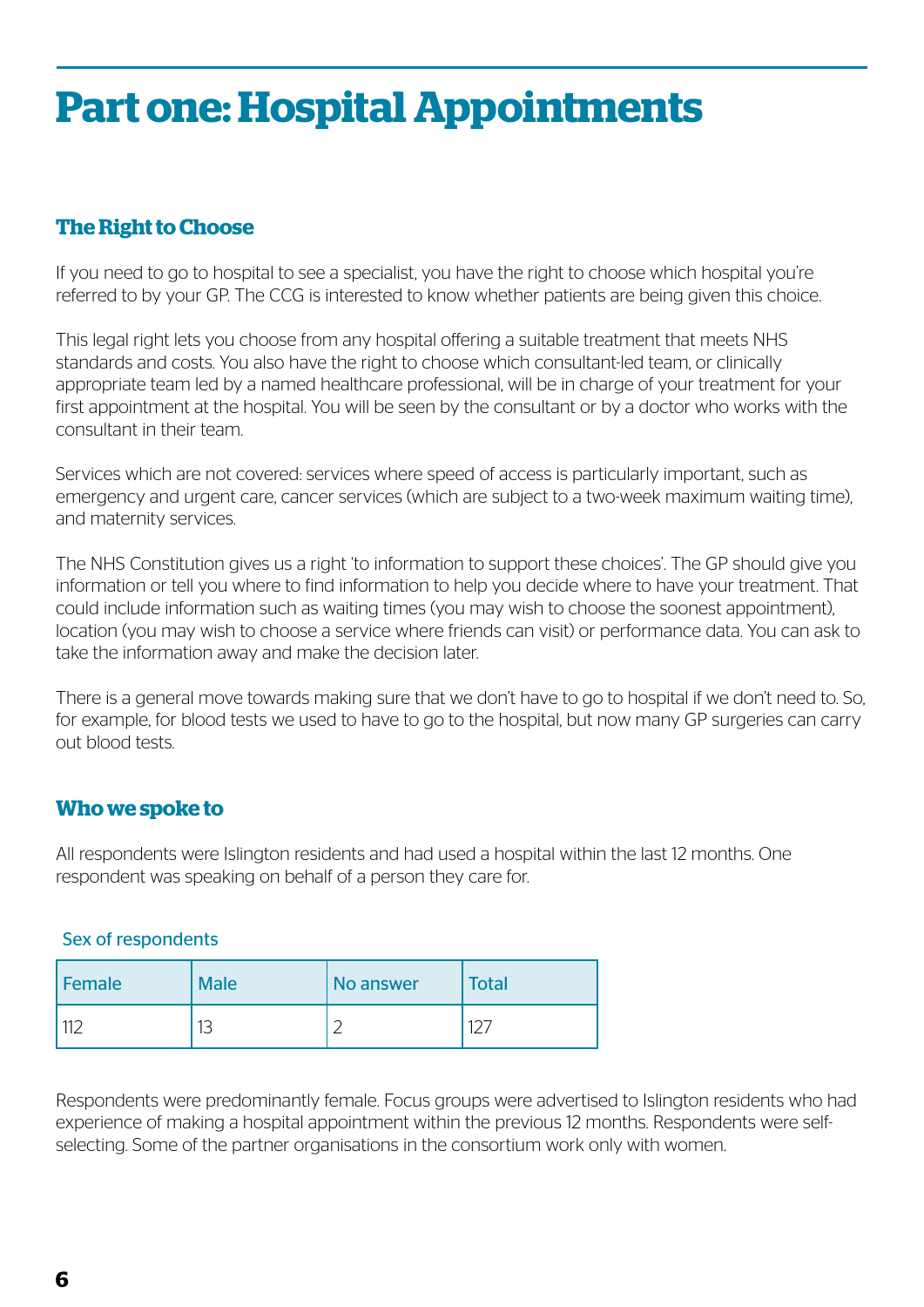# Part one: Hospital Appointments

## The Right to Choose

If you need to go to hospital to see a specialist, you have the right to choose which hospital you're referred to by your GP. The CCG is interested to know whether patients are being given this choice.

This legal right lets you choose from any hospital offering a suitable treatment that meets NHS standards and costs. You also have the right to choose which consultant-led team, or clinically appropriate team led by a named healthcare professional, will be in charge of your treatment for your first appointment at the hospital. You will be seen by the consultant or by a doctor who works with the consultant in their team.

Services which are not covered: services where speed of access is particularly important, such as emergency and urgent care, cancer services (which are subject to a two-week maximum waiting time), and maternity services.

The NHS Constitution gives us a right 'to information to support these choices'. The GP should give you information or tell you where to find information to help you decide where to have your treatment. That could include information such as waiting times (you may wish to choose the soonest appointment), location (you may wish to choose a service where friends can visit) or performance data. You can ask to take the information away and make the decision later.

There is a general move towards making sure that we don't have to go to hospital if we don't need to. So, for example, for blood tests we used to have to go to the hospital, but now many GP surgeries can carry out blood tests.

## Who we spoke to

All respondents were Islington residents and had used a hospital within the last 12 months. One respondent was speaking on behalf of a person they care for.

Sex of respondents

| Female | Male | No answer | Total |
|---|---|---|---|
| 112 | 13 | 2 | 127 |

Respondents were predominantly female. Focus groups were advertised to Islington residents who had experience of making a hospital appointment within the previous 12 months. Respondents were self-selecting. Some of the partner organisations in the consortium work only with women.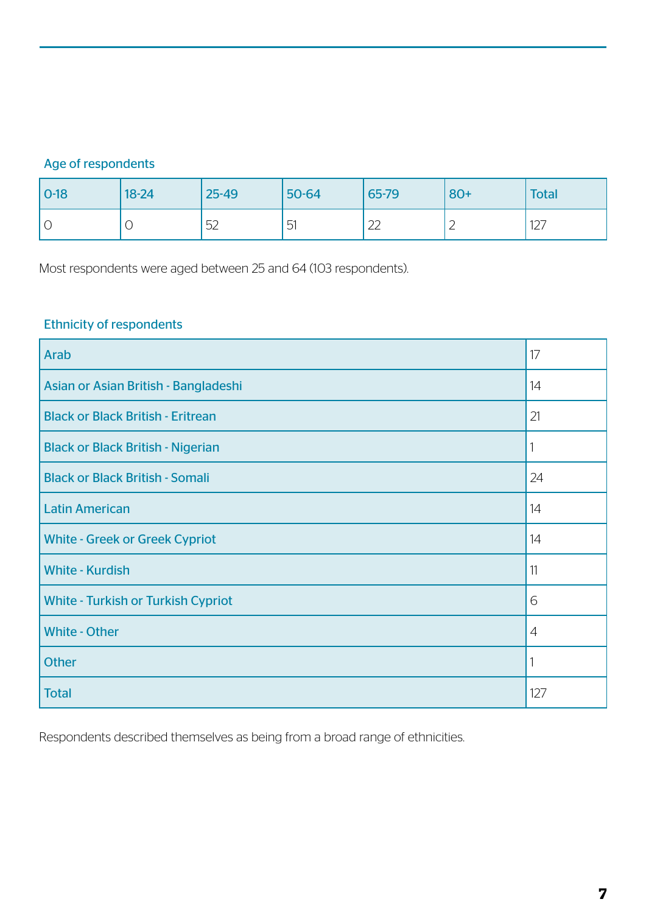### Age of respondents

| 0-18 | 18-24 | 25-49 | 50-64 | 65-79 | 80+ | Total |
|---|---|---|---|---|---|---|
| 0 | 0 | 52 | 51 | 22 | 2 | 127 |

Most respondents were aged between 25 and 64 (103 respondents).

### Ethnicity of respondents

| | |
|---|---|
| Arab | 17 |
| Asian or Asian British - Bangladeshi | 14 |
| Black or Black British - Eritrean | 21 |
| Black or Black British - Nigerian | 1 |
| Black or Black British - Somali | 24 |
| Latin American | 14 |
| White - Greek or Greek Cypriot | 14 |
| White - Kurdish | 11 |
| White - Turkish or Turkish Cypriot | 6 |
| White - Other | 4 |
| Other | 1 |
| Total | 127 |

Respondents described themselves as being from a broad range of ethnicities.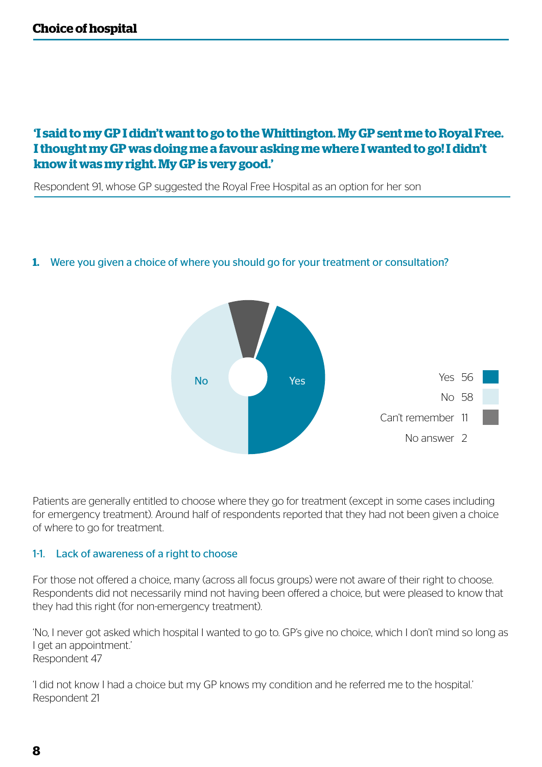## Choice of hospital

**'I said to my GP I didn't want to go to the Whittington. My GP sent me to Royal Free. I thought my GP was doing me a favour asking me where I wanted to go! I didn't know it was my right. My GP is very good.'**

Respondent 91, whose GP suggested the Royal Free Hospital as an option for her son

### 1. Were you given a choice of where you should go for your treatment or consultation?

| Response | Count |
|---|---|
| Yes | 56 |
| No | 58 |
| Can't remember | 11 |
| No answer | 2 |

Patients are generally entitled to choose where they go for treatment (except in some cases including for emergency treatment). Around half of respondents reported that they had not been given a choice of where to go for treatment.

#### 1-1. Lack of awareness of a right to choose

For those not offered a choice, many (across all focus groups) were not aware of their right to choose. Respondents did not necessarily mind not having been offered a choice, but were pleased to know that they had this right (for non-emergency treatment).

'No, I never got asked which hospital I wanted to go to. GP's give no choice, which I don't mind so long as I get an appointment.'
Respondent 47

'I did not know I had a choice but my GP knows my condition and he referred me to the hospital.'
Respondent 21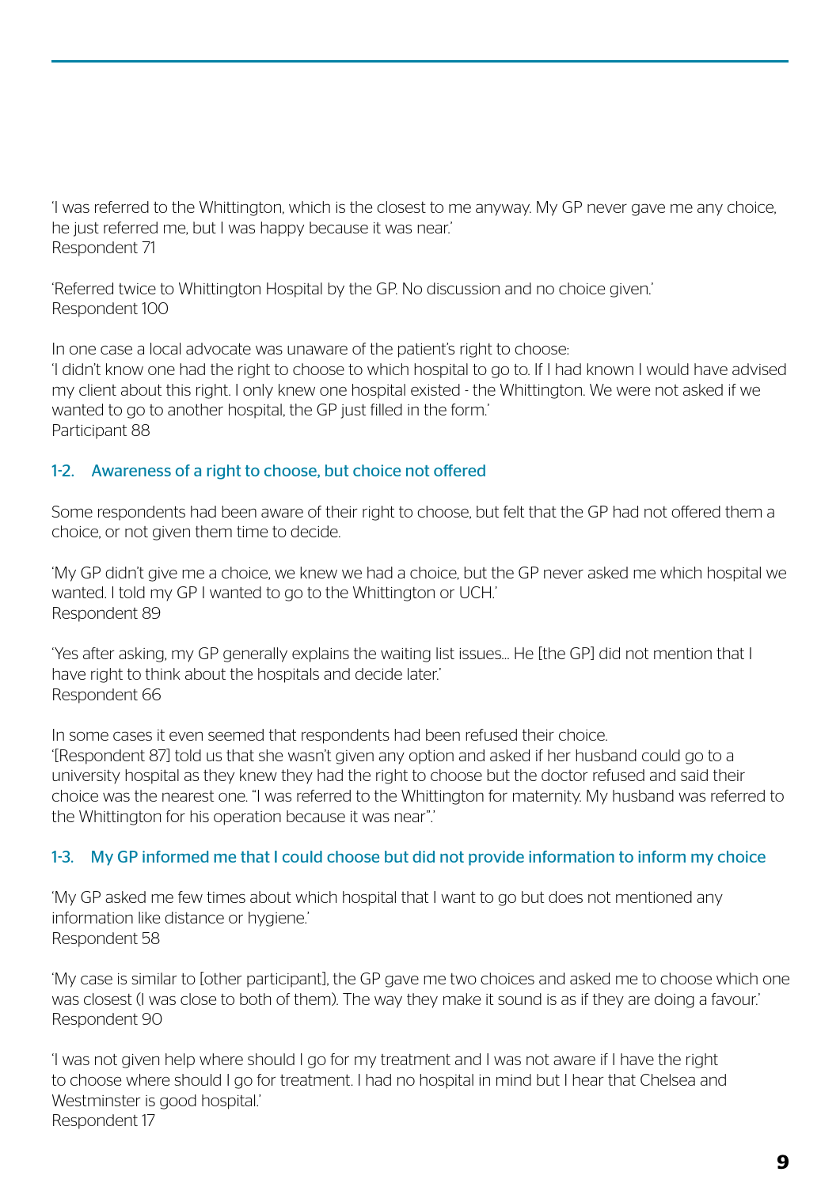'I was referred to the Whittington, which is the closest to me anyway. My GP never gave me any choice, he just referred me, but I was happy because it was near.'
Respondent 71

'Referred twice to Whittington Hospital by the GP. No discussion and no choice given.'
Respondent 100

In one case a local advocate was unaware of the patient's right to choose:
'I didn't know one had the right to choose to which hospital to go to. If I had known I would have advised my client about this right. I only knew one hospital existed - the Whittington. We were not asked if we wanted to go to another hospital, the GP just filled in the form.'
Participant 88

### 1-2. Awareness of a right to choose, but choice not offered

Some respondents had been aware of their right to choose, but felt that the GP had not offered them a choice, or not given them time to decide.

'My GP didn't give me a choice, we knew we had a choice, but the GP never asked me which hospital we wanted. I told my GP I wanted to go to the Whittington or UCH.'
Respondent 89

'Yes after asking, my GP generally explains the waiting list issues… He [the GP] did not mention that I have right to think about the hospitals and decide later.'
Respondent 66

In some cases it even seemed that respondents had been refused their choice.
'[Respondent 87] told us that she wasn't given any option and asked if her husband could go to a university hospital as they knew they had the right to choose but the doctor refused and said their choice was the nearest one. "I was referred to the Whittington for maternity. My husband was referred to the Whittington for his operation because it was near".'

### 1-3. My GP informed me that I could choose but did not provide information to inform my choice

'My GP asked me few times about which hospital that I want to go but does not mentioned any information like distance or hygiene.'
Respondent 58

'My case is similar to [other participant], the GP gave me two choices and asked me to choose which one was closest (I was close to both of them). The way they make it sound is as if they are doing a favour.'
Respondent 90

'I was not given help where should I go for my treatment and I was not aware if I have the right to choose where should I go for treatment. I had no hospital in mind but I hear that Chelsea and Westminster is good hospital.'
Respondent 17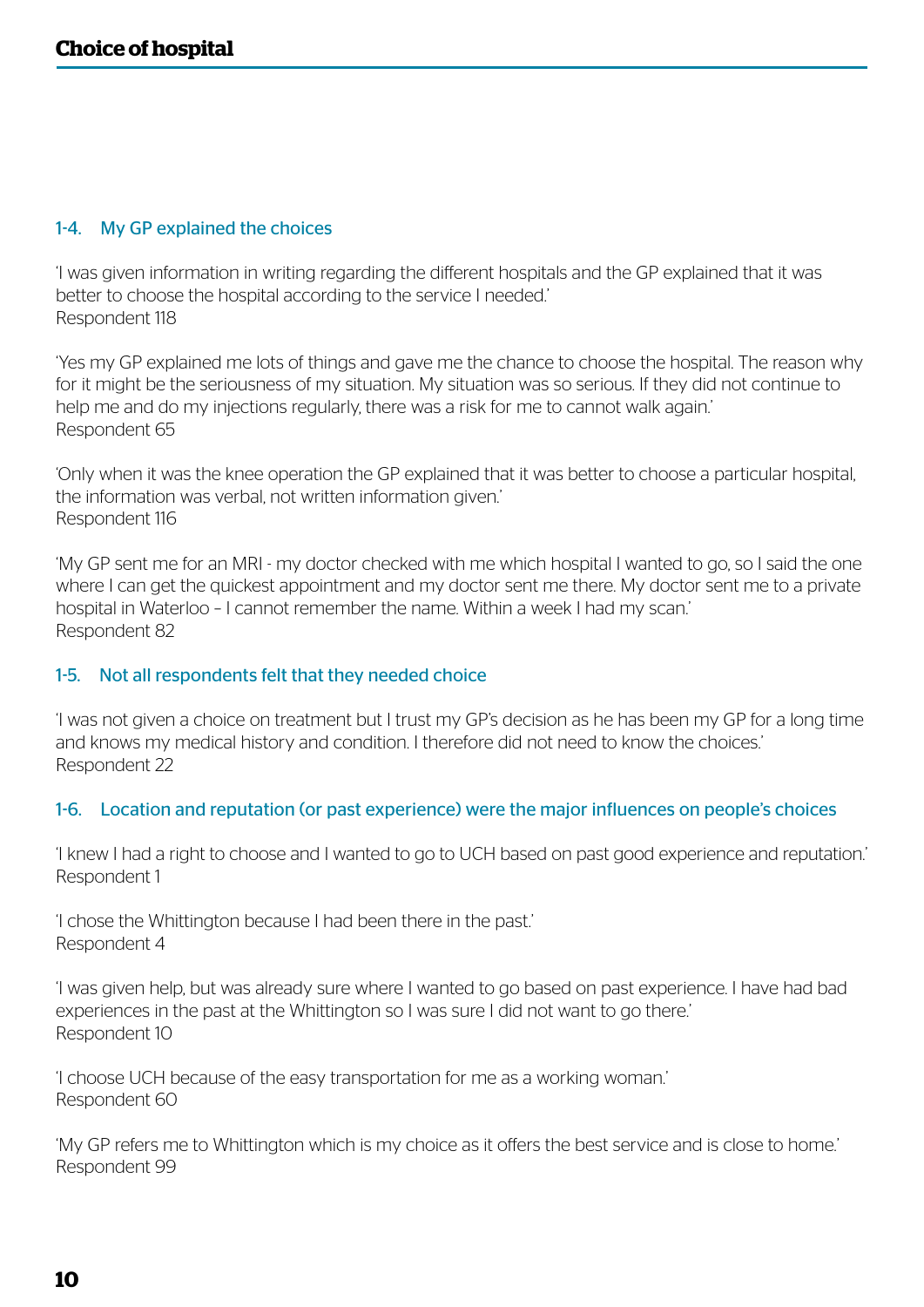# Choice of hospital

### 1-4. My GP explained the choices

'I was given information in writing regarding the different hospitals and the GP explained that it was better to choose the hospital according to the service I needed.'
Respondent 118

'Yes my GP explained me lots of things and gave me the chance to choose the hospital. The reason why for it might be the seriousness of my situation. My situation was so serious. If they did not continue to help me and do my injections regularly, there was a risk for me to cannot walk again.'
Respondent 65

'Only when it was the knee operation the GP explained that it was better to choose a particular hospital, the information was verbal, not written information given.'
Respondent 116

'My GP sent me for an MRI - my doctor checked with me which hospital I wanted to go, so I said the one where I can get the quickest appointment and my doctor sent me there. My doctor sent me to a private hospital in Waterloo – I cannot remember the name. Within a week I had my scan.'
Respondent 82

### 1-5. Not all respondents felt that they needed choice

'I was not given a choice on treatment but I trust my GP's decision as he has been my GP for a long time and knows my medical history and condition. I therefore did not need to know the choices.'
Respondent 22

### 1-6. Location and reputation (or past experience) were the major influences on people's choices

'I knew I had a right to choose and I wanted to go to UCH based on past good experience and reputation.'
Respondent 1

'I chose the Whittington because I had been there in the past.'
Respondent 4

'I was given help, but was already sure where I wanted to go based on past experience. I have had bad experiences in the past at the Whittington so I was sure I did not want to go there.'
Respondent 10

'I choose UCH because of the easy transportation for me as a working woman.'
Respondent 60

'My GP refers me to Whittington which is my choice as it offers the best service and is close to home.'
Respondent 99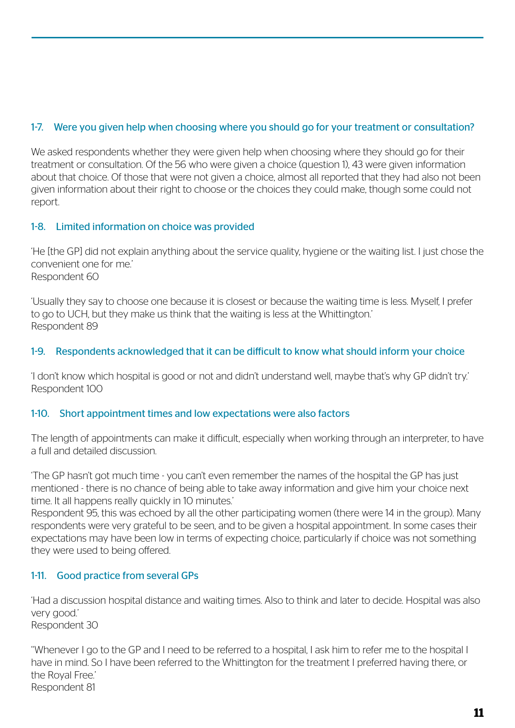### 1-7. Were you given help when choosing where you should go for your treatment or consultation?

We asked respondents whether they were given help when choosing where they should go for their treatment or consultation. Of the 56 who were given a choice (question 1), 43 were given information about that choice. Of those that were not given a choice, almost all reported that they had also not been given information about their right to choose or the choices they could make, though some could not report.

### 1-8. Limited information on choice was provided

'He [the GP] did not explain anything about the service quality, hygiene or the waiting list. I just chose the convenient one for me.'
Respondent 60

'Usually they say to choose one because it is closest or because the waiting time is less. Myself, I prefer to go to UCH, but they make us think that the waiting is less at the Whittington.'
Respondent 89

### 1-9. Respondents acknowledged that it can be difficult to know what should inform your choice

'I don't know which hospital is good or not and didn't understand well, maybe that's why GP didn't try.'
Respondent 100

### 1-10. Short appointment times and low expectations were also factors

The length of appointments can make it difficult, especially when working through an interpreter, to have a full and detailed discussion.

'The GP hasn't got much time - you can't even remember the names of the hospital the GP has just mentioned - there is no chance of being able to take away information and give him your choice next time. It all happens really quickly in 10 minutes.'
Respondent 95, this was echoed by all the other participating women (there were 14 in the group). Many respondents were very grateful to be seen, and to be given a hospital appointment. In some cases their expectations may have been low in terms of expecting choice, particularly if choice was not something they were used to being offered.

### 1-11. Good practice from several GPs

'Had a discussion hospital distance and waiting times. Also to think and later to decide. Hospital was also very good.'
Respondent 30

"Whenever I go to the GP and I need to be referred to a hospital, I ask him to refer me to the hospital I have in mind. So I have been referred to the Whittington for the treatment I preferred having there, or the Royal Free.'
Respondent 81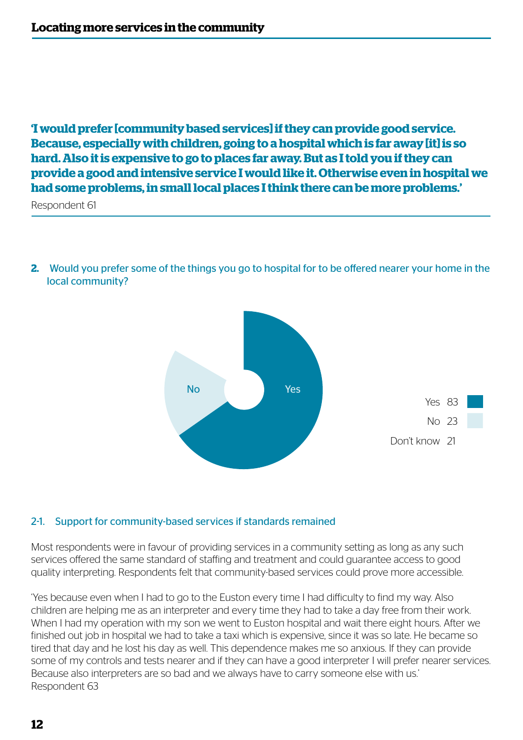## Locating more services in the community

**'I would prefer [community based services] if they can provide good service. Because, especially with children, going to a hospital which is far away [it] is so hard. Also it is expensive to go to places far away. But as I told you if they can provide a good and intensive service I would like it. Otherwise even in hospital we had some problems, in small local places I think there can be more problems.'**

Respondent 61

**2.** Would you prefer some of the things you go to hospital for to be offered nearer your home in the local community?

| | |
|---|---|
| Yes | 83 |
| No | 23 |
| Don't know | 21 |

### 2-1. Support for community-based services if standards remained

Most respondents were in favour of providing services in a community setting as long as any such services offered the same standard of staffing and treatment and could guarantee access to good quality interpreting. Respondents felt that community-based services could prove more accessible.

'Yes because even when I had to go to the Euston every time I had difficulty to find my way. Also children are helping me as an interpreter and every time they had to take a day free from their work. When I had my operation with my son we went to Euston hospital and wait there eight hours. After we finished out job in hospital we had to take a taxi which is expensive, since it was so late. He became so tired that day and he lost his day as well. This dependence makes me so anxious. If they can provide some of my controls and tests nearer and if they can have a good interpreter I will prefer nearer services. Because also interpreters are so bad and we always have to carry someone else with us.'
Respondent 63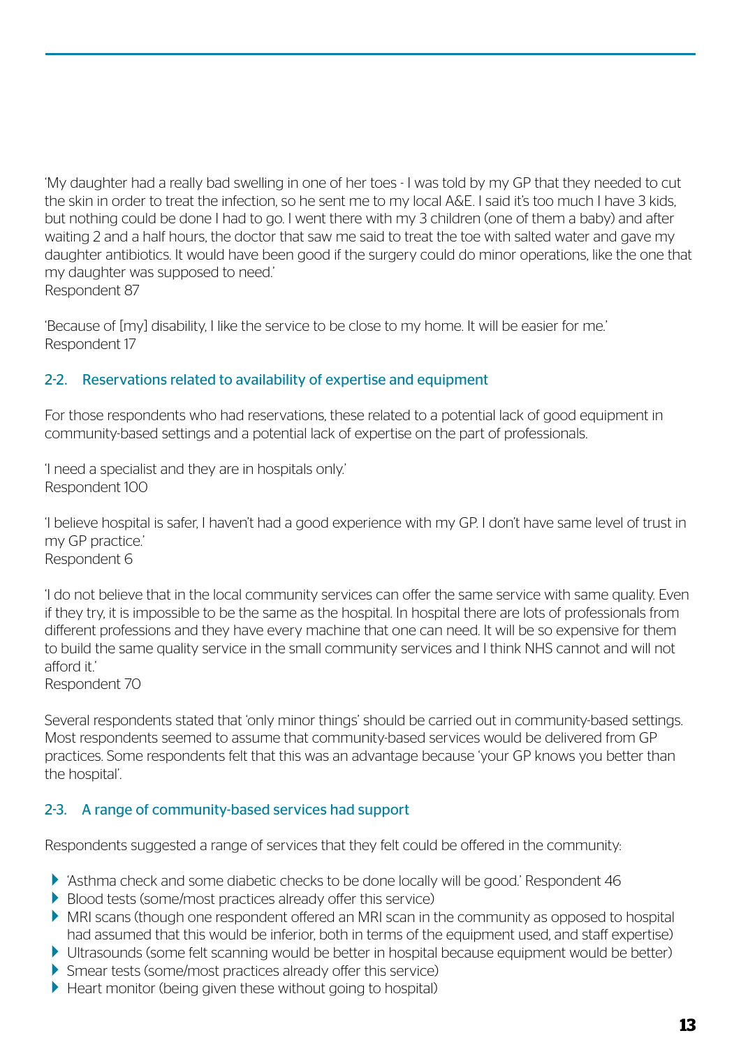'My daughter had a really bad swelling in one of her toes - I was told by my GP that they needed to cut the skin in order to treat the infection, so he sent me to my local A&E. I said it's too much I have 3 kids, but nothing could be done I had to go. I went there with my 3 children (one of them a baby) and after waiting 2 and a half hours, the doctor that saw me said to treat the toe with salted water and gave my daughter antibiotics. It would have been good if the surgery could do minor operations, like the one that my daughter was supposed to need.'
Respondent 87

'Because of [my] disability, I like the service to be close to my home. It will be easier for me.'
Respondent 17

### 2-2. Reservations related to availability of expertise and equipment

For those respondents who had reservations, these related to a potential lack of good equipment in community-based settings and a potential lack of expertise on the part of professionals.

'I need a specialist and they are in hospitals only.'
Respondent 100

'I believe hospital is safer, I haven't had a good experience with my GP. I don't have same level of trust in my GP practice.'
Respondent 6

'I do not believe that in the local community services can offer the same service with same quality. Even if they try, it is impossible to be the same as the hospital. In hospital there are lots of professionals from different professions and they have every machine that one can need. It will be so expensive for them to build the same quality service in the small community services and I think NHS cannot and will not afford it.'
Respondent 70

Several respondents stated that 'only minor things' should be carried out in community-based settings. Most respondents seemed to assume that community-based services would be delivered from GP practices. Some respondents felt that this was an advantage because 'your GP knows you better than the hospital'.

### 2-3. A range of community-based services had support

Respondents suggested a range of services that they felt could be offered in the community:

- 'Asthma check and some diabetic checks to be done locally will be good.' Respondent 46
- Blood tests (some/most practices already offer this service)
- MRI scans (though one respondent offered an MRI scan in the community as opposed to hospital had assumed that this would be inferior, both in terms of the equipment used, and staff expertise)
- Ultrasounds (some felt scanning would be better in hospital because equipment would be better)
- Smear tests (some/most practices already offer this service)
- Heart monitor (being given these without going to hospital)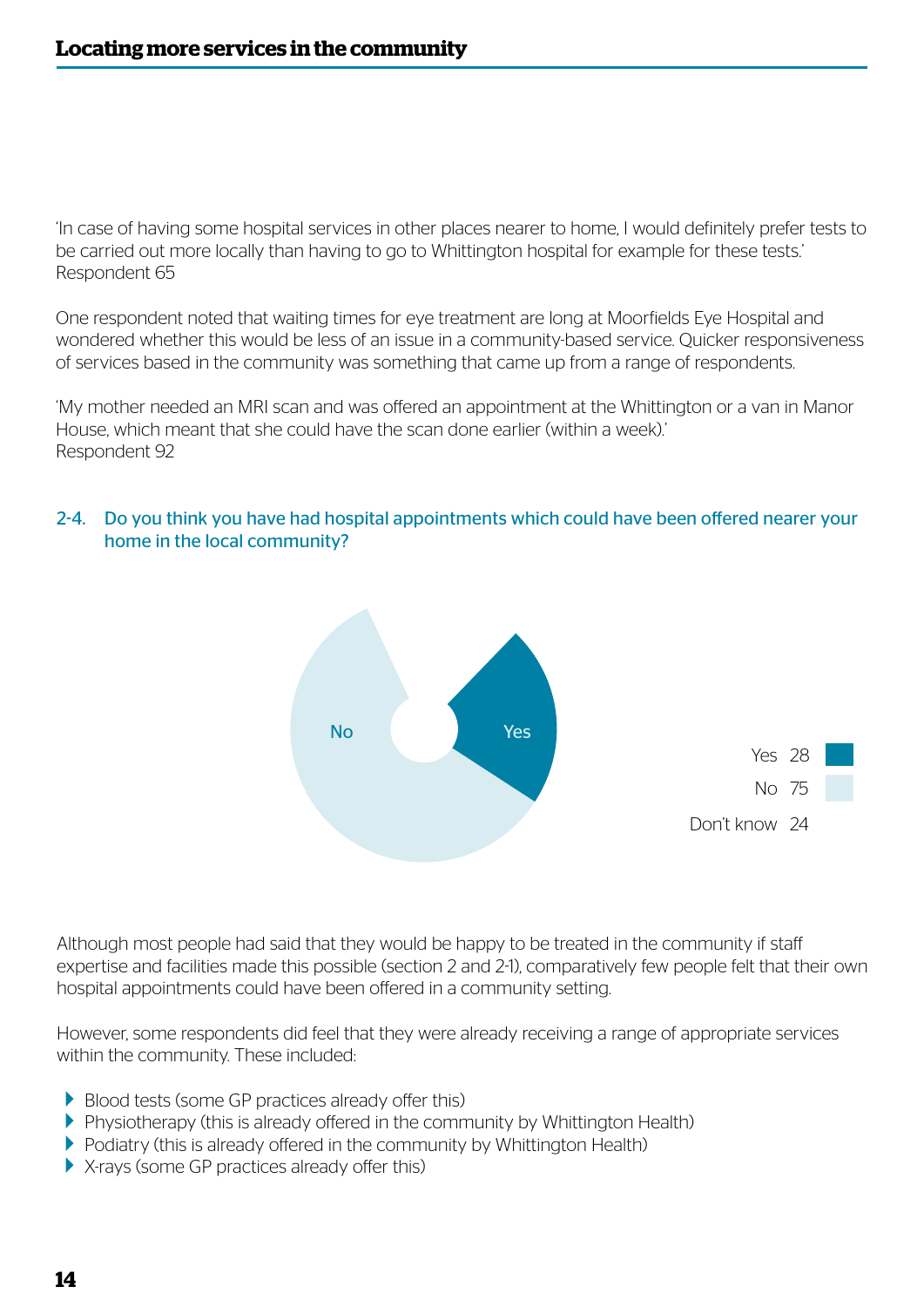'In case of having some hospital services in other places nearer to home, I would definitely prefer tests to be carried out more locally than having to go to Whittington hospital for example for these tests.'
Respondent 65

One respondent noted that waiting times for eye treatment are long at Moorfields Eye Hospital and wondered whether this would be less of an issue in a community-based service. Quicker responsiveness of services based in the community was something that came up from a range of respondents.

'My mother needed an MRI scan and was offered an appointment at the Whittington or a van in Manor House, which meant that she could have the scan done earlier (within a week).'
Respondent 92

### 2-4. Do you think you have had hospital appointments which could have been offered nearer your home in the local community?

| Response | Count |
|---|---|
| Yes | 28 |
| No | 75 |
| Don't know | 24 |

Although most people had said that they would be happy to be treated in the community if staff expertise and facilities made this possible (section 2 and 2-1), comparatively few people felt that their own hospital appointments could have been offered in a community setting.

However, some respondents did feel that they were already receiving a range of appropriate services within the community. These included:

- Blood tests (some GP practices already offer this)
- Physiotherapy (this is already offered in the community by Whittington Health)
- Podiatry (this is already offered in the community by Whittington Health)
- X-rays (some GP practices already offer this)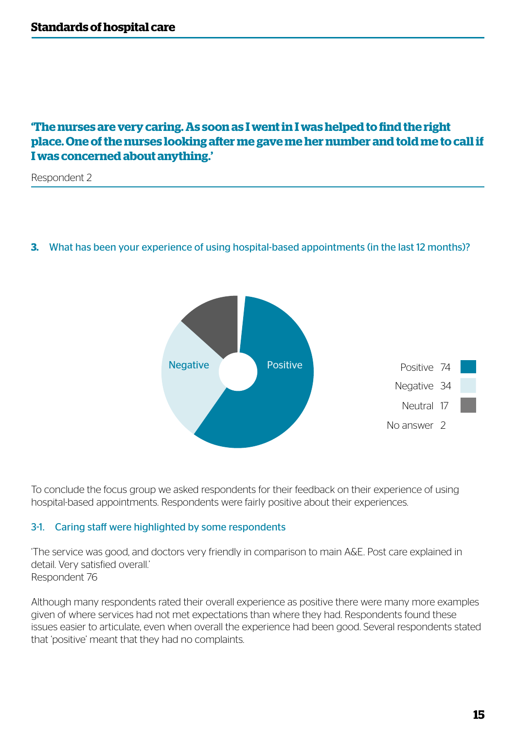**'The nurses are very caring. As soon as I went in I was helped to find the right place. One of the nurses looking after me gave me her number and told me to call if I was concerned about anything.'**

Respondent 2

### 3. What has been your experience of using hospital-based appointments (in the last 12 months)?

| Response | Count |
|---|---|
| Positive | 74 |
| Negative | 34 |
| Neutral | 17 |
| No answer | 2 |

To conclude the focus group we asked respondents for their feedback on their experience of using hospital-based appointments. Respondents were fairly positive about their experiences.

#### 3-1. Caring staff were highlighted by some respondents

'The service was good, and doctors very friendly in comparison to main A&E. Post care explained in detail. Very satisfied overall.'
Respondent 76

Although many respondents rated their overall experience as positive there were many more examples given of where services had not met expectations than where they had. Respondents found these issues easier to articulate, even when overall the experience had been good. Several respondents stated that 'positive' meant that they had no complaints.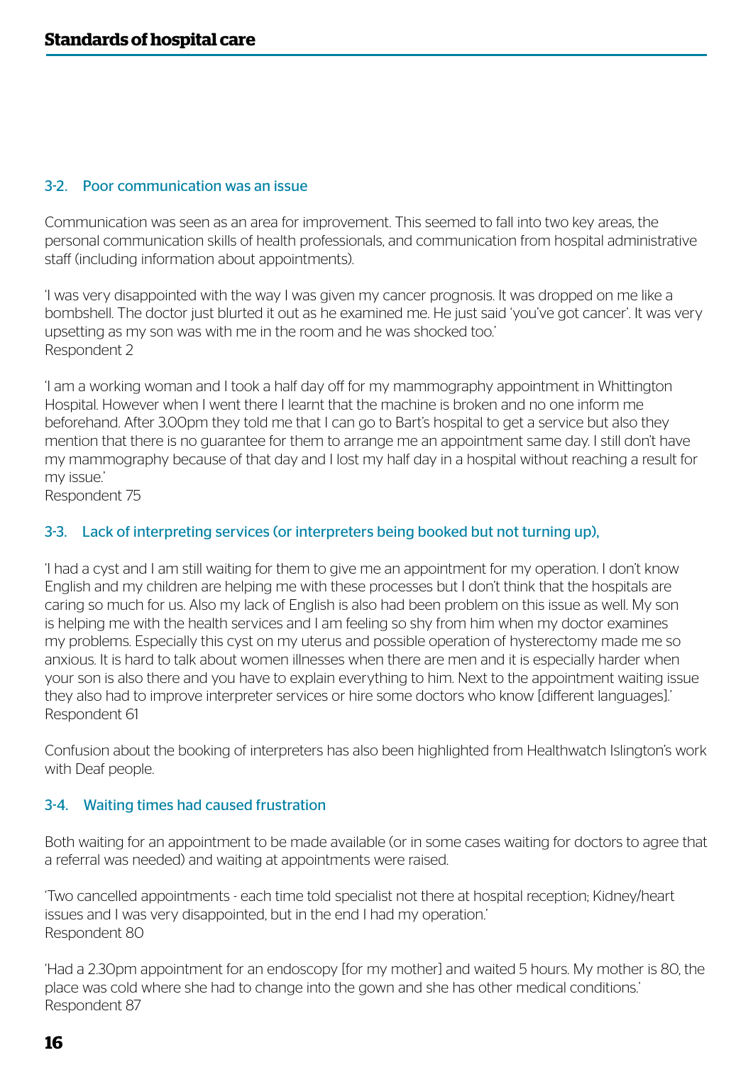### 3-2. Poor communication was an issue

Communication was seen as an area for improvement. This seemed to fall into two key areas, the personal communication skills of health professionals, and communication from hospital administrative staff (including information about appointments).

'I was very disappointed with the way I was given my cancer prognosis. It was dropped on me like a bombshell. The doctor just blurted it out as he examined me. He just said 'you've got cancer'. It was very upsetting as my son was with me in the room and he was shocked too.'
Respondent 2

'I am a working woman and I took a half day off for my mammography appointment in Whittington Hospital. However when I went there I learnt that the machine is broken and no one inform me beforehand. After 3.00pm they told me that I can go to Bart's hospital to get a service but also they mention that there is no guarantee for them to arrange me an appointment same day. I still don't have my mammography because of that day and I lost my half day in a hospital without reaching a result for my issue.'
Respondent 75

### 3-3. Lack of interpreting services (or interpreters being booked but not turning up),

'I had a cyst and I am still waiting for them to give me an appointment for my operation. I don't know English and my children are helping me with these processes but I don't think that the hospitals are caring so much for us. Also my lack of English is also had been problem on this issue as well. My son is helping me with the health services and I am feeling so shy from him when my doctor examines my problems. Especially this cyst on my uterus and possible operation of hysterectomy made me so anxious. It is hard to talk about women illnesses when there are men and it is especially harder when your son is also there and you have to explain everything to him. Next to the appointment waiting issue they also had to improve interpreter services or hire some doctors who know [different languages].'
Respondent 61

Confusion about the booking of interpreters has also been highlighted from Healthwatch Islington's work with Deaf people.

### 3-4. Waiting times had caused frustration

Both waiting for an appointment to be made available (or in some cases waiting for doctors to agree that a referral was needed) and waiting at appointments were raised.

'Two cancelled appointments - each time told specialist not there at hospital reception; Kidney/heart issues and I was very disappointed, but in the end I had my operation.'
Respondent 80

'Had a 2.30pm appointment for an endoscopy [for my mother] and waited 5 hours. My mother is 80, the place was cold where she had to change into the gown and she has other medical conditions.'
Respondent 87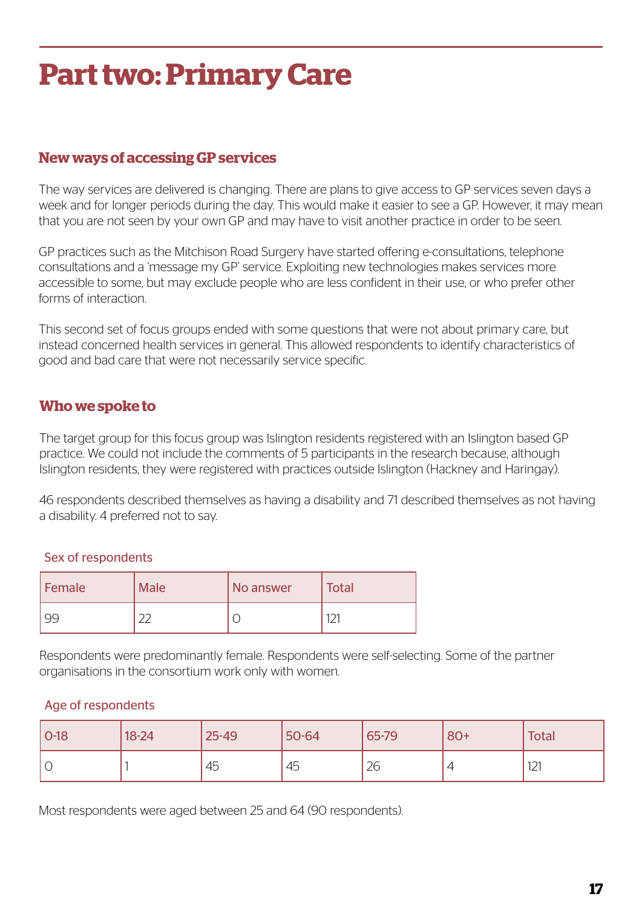# Part two: Primary Care

## New ways of accessing GP services

The way services are delivered is changing. There are plans to give access to GP services seven days a week and for longer periods during the day. This would make it easier to see a GP. However, it may mean that you are not seen by your own GP and may have to visit another practice in order to be seen.

GP practices such as the Mitchison Road Surgery have started offering e-consultations, telephone consultations and a 'message my GP' service. Exploiting new technologies makes services more accessible to some, but may exclude people who are less confident in their use, or who prefer other forms of interaction.

This second set of focus groups ended with some questions that were not about primary care, but instead concerned health services in general. This allowed respondents to identify characteristics of good and bad care that were not necessarily service specific.

## Who we spoke to

The target group for this focus group was Islington residents registered with an Islington based GP practice. We could not include the comments of 5 participants in the research because, although Islington residents, they were registered with practices outside Islington (Hackney and Haringay).

46 respondents described themselves as having a disability and 71 described themselves as not having a disability. 4 preferred not to say.

Sex of respondents

| Female | Male | No answer | Total |
|---|---|---|---|
| 99 | 22 | 0 | 121 |

Respondents were predominantly female. Respondents were self-selecting. Some of the partner organisations in the consortium work only with women.

Age of respondents

| 0-18 | 18-24 | 25-49 | 50-64 | 65-79 | 80+ | Total |
|---|---|---|---|---|---|---|
| 0 | 1 | 45 | 45 | 26 | 4 | 121 |

Most respondents were aged between 25 and 64 (90 respondents).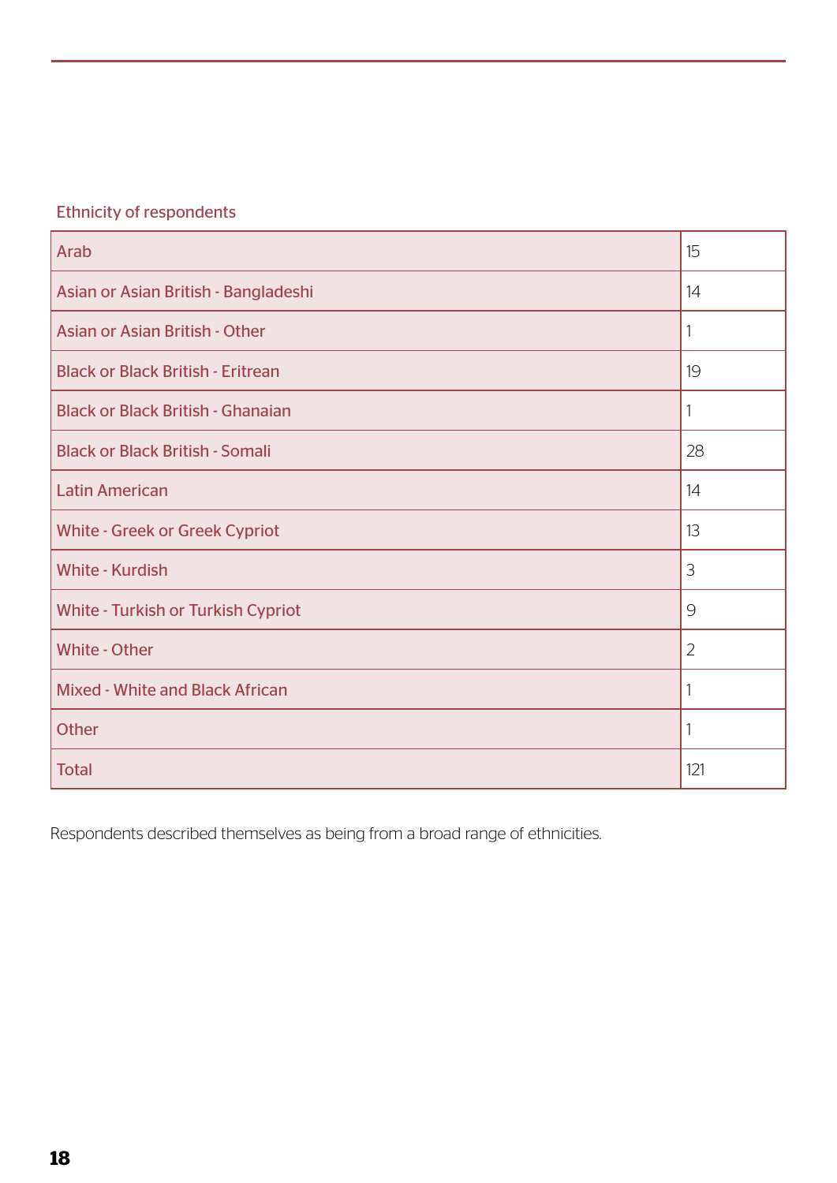Ethnicity of respondents

| Ethnicity | Count |
|---|---|
| Arab | 15 |
| Asian or Asian British - Bangladeshi | 14 |
| Asian or Asian British - Other | 1 |
| Black or Black British - Eritrean | 19 |
| Black or Black British - Ghanaian | 1 |
| Black or Black British - Somali | 28 |
| Latin American | 14 |
| White - Greek or Greek Cypriot | 13 |
| White - Kurdish | 3 |
| White - Turkish or Turkish Cypriot | 9 |
| White - Other | 2 |
| Mixed - White and Black African | 1 |
| Other | 1 |
| Total | 121 |

Respondents described themselves as being from a broad range of ethnicities.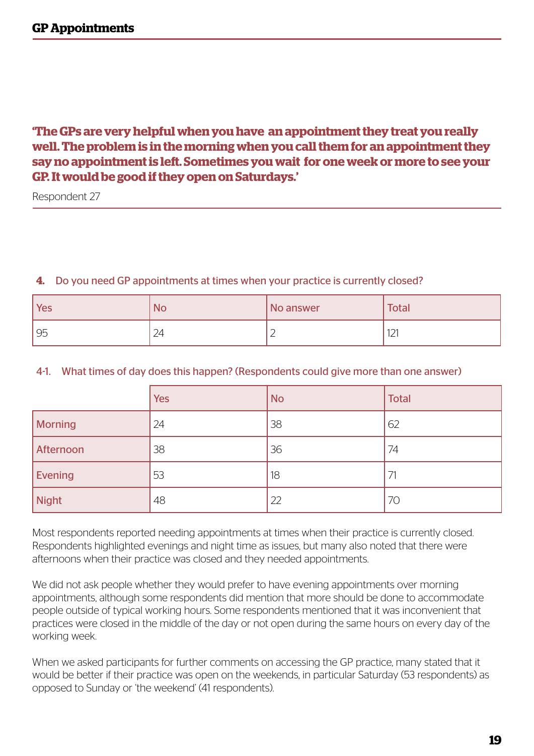**‘The GPs are very helpful when you have an appointment they treat you really well. The problem is in the morning when you call them for an appointment they say no appointment is left. Sometimes you wait for one week or more to see your GP. It would be good if they open on Saturdays.’**

Respondent 27

**4.** Do you need GP appointments at times when your practice is currently closed?

| Yes | No | No answer | Total |
|---|---|---|---|
| 95 | 24 | 2 | 121 |

4-1. What times of day does this happen? (Respondents could give more than one answer)

| | Yes | No | Total |
|---|---|---|---|
| Morning | 24 | 38 | 62 |
| Afternoon | 38 | 36 | 74 |
| Evening | 53 | 18 | 71 |
| Night | 48 | 22 | 70 |

Most respondents reported needing appointments at times when their practice is currently closed. Respondents highlighted evenings and night time as issues, but many also noted that there were afternoons when their practice was closed and they needed appointments.

We did not ask people whether they would prefer to have evening appointments over morning appointments, although some respondents did mention that more should be done to accommodate people outside of typical working hours. Some respondents mentioned that it was inconvenient that practices were closed in the middle of the day or not open during the same hours on every day of the working week.

When we asked participants for further comments on accessing the GP practice, many stated that it would be better if their practice was open on the weekends, in particular Saturday (53 respondents) as opposed to Sunday or ‘the weekend’ (41 respondents).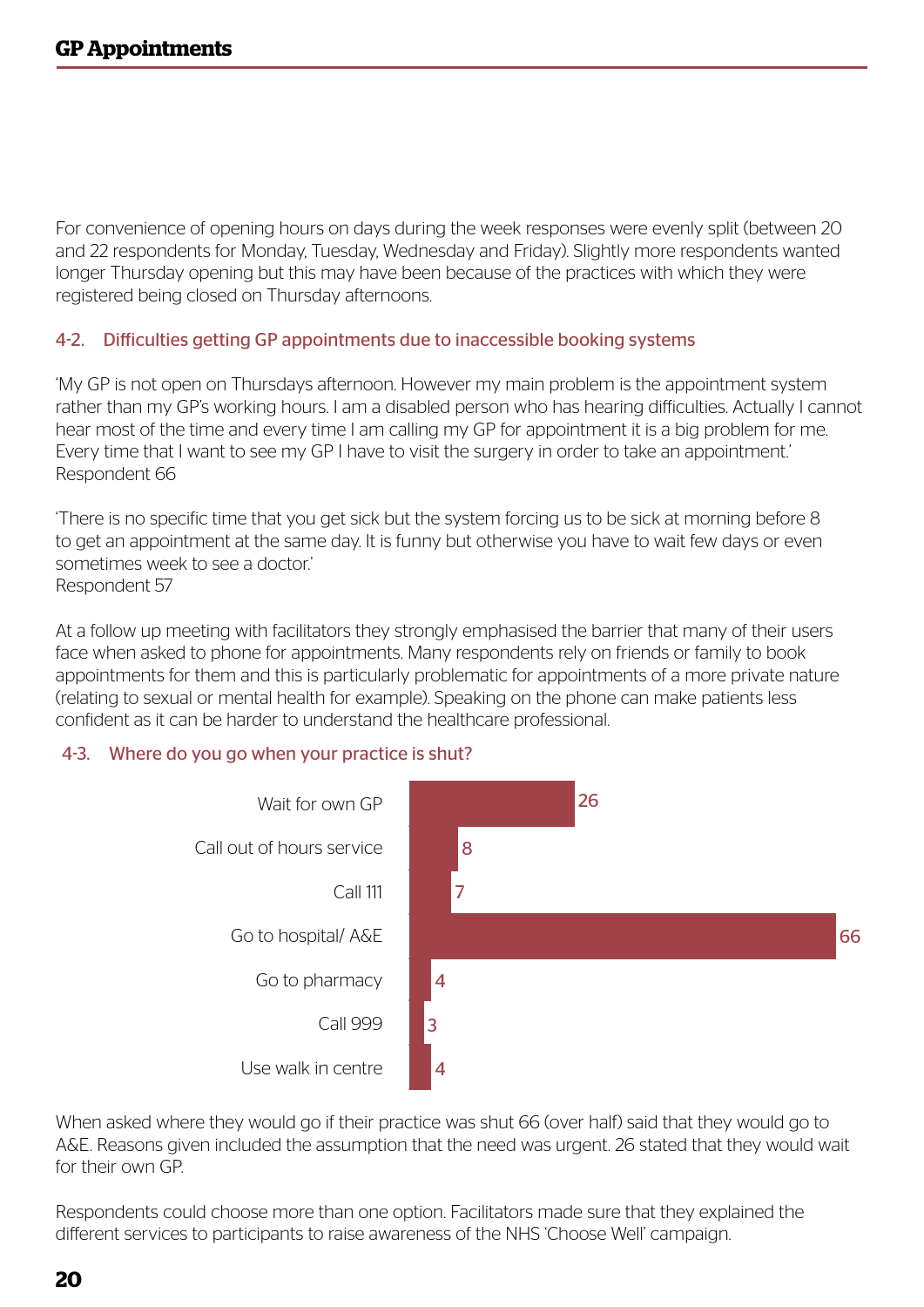For convenience of opening hours on days during the week responses were evenly split (between 20 and 22 respondents for Monday, Tuesday, Wednesday and Friday). Slightly more respondents wanted longer Thursday opening but this may have been because of the practices with which they were registered being closed on Thursday afternoons.

### 4-2. Difficulties getting GP appointments due to inaccessible booking systems

'My GP is not open on Thursdays afternoon. However my main problem is the appointment system rather than my GP's working hours. I am a disabled person who has hearing difficulties. Actually I cannot hear most of the time and every time I am calling my GP for appointment it is a big problem for me. Every time that I want to see my GP I have to visit the surgery in order to take an appointment.'
Respondent 66

'There is no specific time that you get sick but the system forcing us to be sick at morning before 8 to get an appointment at the same day. It is funny but otherwise you have to wait few days or even sometimes week to see a doctor.'
Respondent 57

At a follow up meeting with facilitators they strongly emphasised the barrier that many of their users face when asked to phone for appointments. Many respondents rely on friends or family to book appointments for them and this is particularly problematic for appointments of a more private nature (relating to sexual or mental health for example). Speaking on the phone can make patients less confident as it can be harder to understand the healthcare professional.

### 4-3. Where do you go when your practice is shut?

| Option | Responses |
|---|---|
| Wait for own GP | 26 |
| Call out of hours service | 8 |
| Call 111 | 7 |
| Go to hospital/ A&E | 66 |
| Go to pharmacy | 4 |
| Call 999 | 3 |
| Use walk in centre | 4 |

When asked where they would go if their practice was shut 66 (over half) said that they would go to A&E. Reasons given included the assumption that the need was urgent. 26 stated that they would wait for their own GP.

Respondents could choose more than one option. Facilitators made sure that they explained the different services to participants to raise awareness of the NHS 'Choose Well' campaign.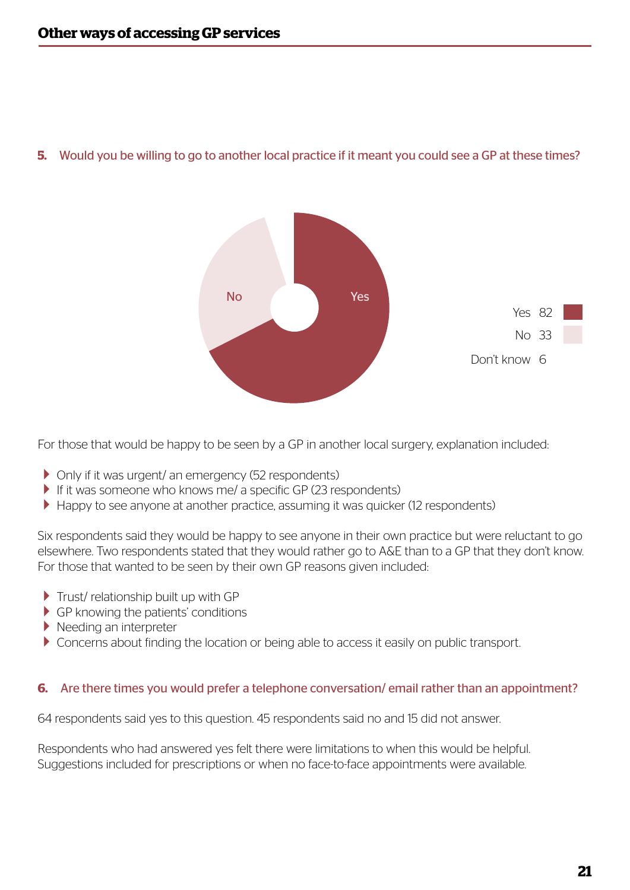## Other ways of accessing GP services

**5. Would you be willing to go to another local practice if it meant you could see a GP at these times?**

| Response | Count |
|---|---|
| Yes | 82 |
| No | 33 |
| Don't know | 6 |

For those that would be happy to be seen by a GP in another local surgery, explanation included:

- Only if it was urgent/ an emergency (52 respondents)
- If it was someone who knows me/ a specific GP (23 respondents)
- Happy to see anyone at another practice, assuming it was quicker (12 respondents)

Six respondents said they would be happy to see anyone in their own practice but were reluctant to go elsewhere. Two respondents stated that they would rather go to A&E than to a GP that they don't know. For those that wanted to be seen by their own GP reasons given included:

- Trust/ relationship built up with GP
- GP knowing the patients' conditions
- Needing an interpreter
- Concerns about finding the location or being able to access it easily on public transport.

**6. Are there times you would prefer a telephone conversation/ email rather than an appointment?**

64 respondents said yes to this question. 45 respondents said no and 15 did not answer.

Respondents who had answered yes felt there were limitations to when this would be helpful. Suggestions included for prescriptions or when no face-to-face appointments were available.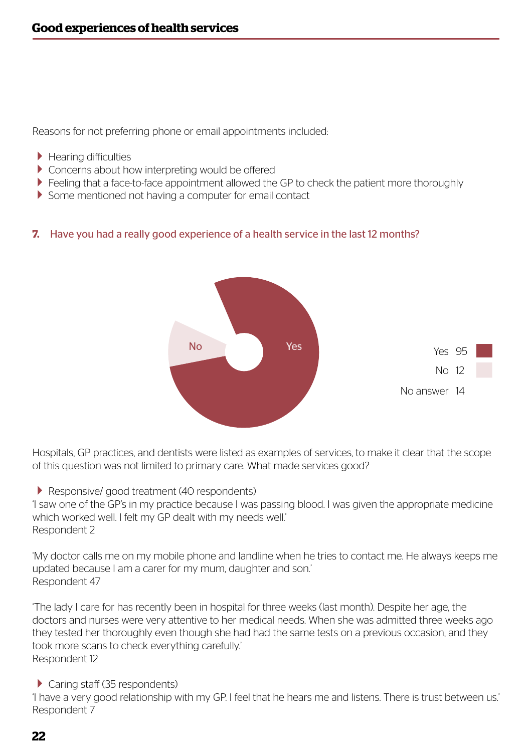## Good experiences of health services

Reasons for not preferring phone or email appointments included:

- Hearing difficulties
- Concerns about how interpreting would be offered
- Feeling that a face-to-face appointment allowed the GP to check the patient more thoroughly
- Some mentioned not having a computer for email contact

### 7. Have you had a really good experience of a health service in the last 12 months?

| Response | Count |
|---|---|
| Yes | 95 |
| No | 12 |
| No answer | 14 |

Hospitals, GP practices, and dentists were listed as examples of services, to make it clear that the scope of this question was not limited to primary care. What made services good?

- Responsive/ good treatment (40 respondents)

'I saw one of the GP's in my practice because I was passing blood. I was given the appropriate medicine which worked well. I felt my GP dealt with my needs well.'
Respondent 2

'My doctor calls me on my mobile phone and landline when he tries to contact me. He always keeps me updated because I am a carer for my mum, daughter and son.'
Respondent 47

'The lady I care for has recently been in hospital for three weeks (last month). Despite her age, the doctors and nurses were very attentive to her medical needs. When she was admitted three weeks ago they tested her thoroughly even though she had had the same tests on a previous occasion, and they took more scans to check everything carefully.'
Respondent 12

- Caring staff (35 respondents)

'I have a very good relationship with my GP. I feel that he hears me and listens. There is trust between us.'
Respondent 7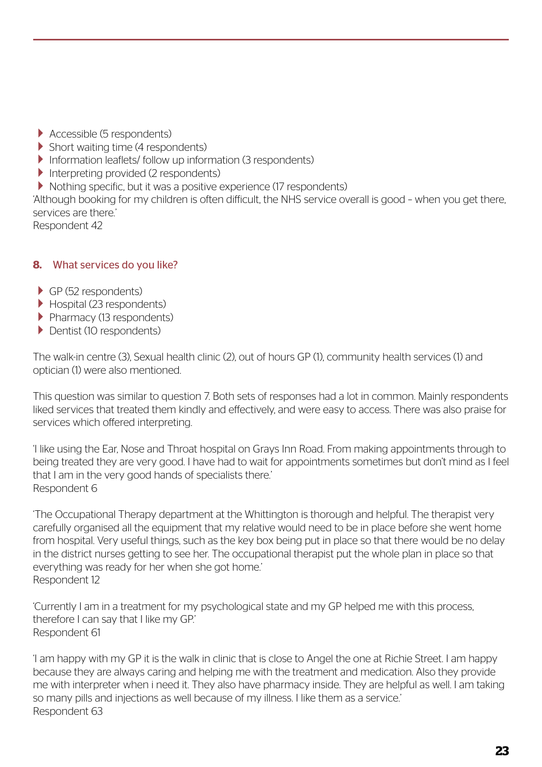- Accessible (5 respondents)
- Short waiting time (4 respondents)
- Information leaflets/ follow up information (3 respondents)
- Interpreting provided (2 respondents)
- Nothing specific, but it was a positive experience (17 respondents)

'Although booking for my children is often difficult, the NHS service overall is good – when you get there, services are there.'
Respondent 42

### 8. What services do you like?

- GP (52 respondents)
- Hospital (23 respondents)
- Pharmacy (13 respondents)
- Dentist (10 respondents)

The walk-in centre (3), Sexual health clinic (2), out of hours GP (1), community health services (1) and optician (1) were also mentioned.

This question was similar to question 7. Both sets of responses had a lot in common. Mainly respondents liked services that treated them kindly and effectively, and were easy to access. There was also praise for services which offered interpreting.

'I like using the Ear, Nose and Throat hospital on Grays Inn Road. From making appointments through to being treated they are very good. I have had to wait for appointments sometimes but don't mind as I feel that I am in the very good hands of specialists there.'
Respondent 6

'The Occupational Therapy department at the Whittington is thorough and helpful. The therapist very carefully organised all the equipment that my relative would need to be in place before she went home from hospital. Very useful things, such as the key box being put in place so that there would be no delay in the district nurses getting to see her. The occupational therapist put the whole plan in place so that everything was ready for her when she got home.'
Respondent 12

'Currently I am in a treatment for my psychological state and my GP helped me with this process, therefore I can say that I like my GP.'
Respondent 61

'I am happy with my GP it is the walk in clinic that is close to Angel the one at Richie Street. I am happy because they are always caring and helping me with the treatment and medication. Also they provide me with interpreter when i need it. They also have pharmacy inside. They are helpful as well. I am taking so many pills and injections as well because of my illness. I like them as a service.'
Respondent 63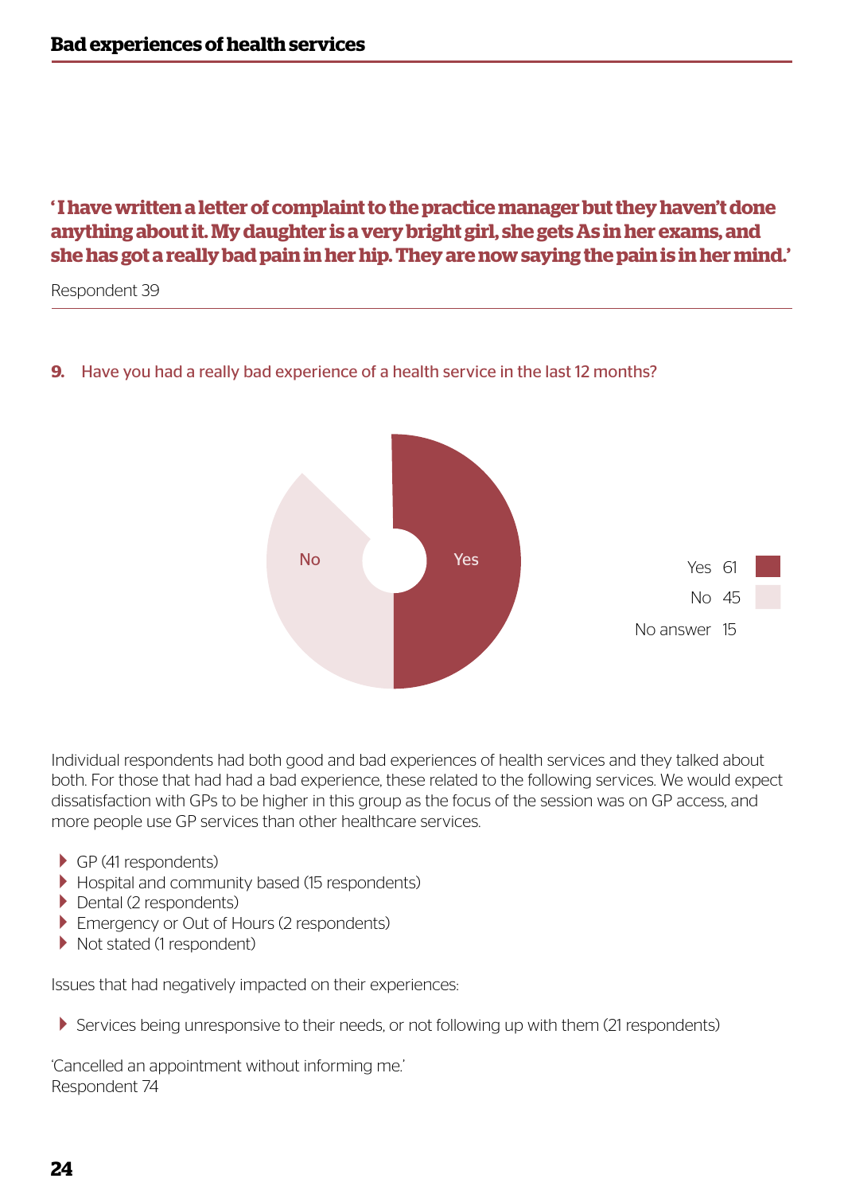## Bad experiences of health services

**'I have written a letter of complaint to the practice manager but they haven't done anything about it. My daughter is a very bright girl, she gets As in her exams, and she has got a really bad pain in her hip. They are now saying the pain is in her mind.'**

Respondent 39

**9.** Have you had a really bad experience of a health service in the last 12 months?

| Answer | Count |
|---|---|
| Yes | 61 |
| No | 45 |
| No answer | 15 |

Individual respondents had both good and bad experiences of health services and they talked about both. For those that had had a bad experience, these related to the following services. We would expect dissatisfaction with GPs to be higher in this group as the focus of the session was on GP access, and more people use GP services than other healthcare services.

- GP (41 respondents)
- Hospital and community based (15 respondents)
- Dental (2 respondents)
- Emergency or Out of Hours (2 respondents)
- Not stated (1 respondent)

Issues that had negatively impacted on their experiences:

- Services being unresponsive to their needs, or not following up with them (21 respondents)

'Cancelled an appointment without informing me.'
Respondent 74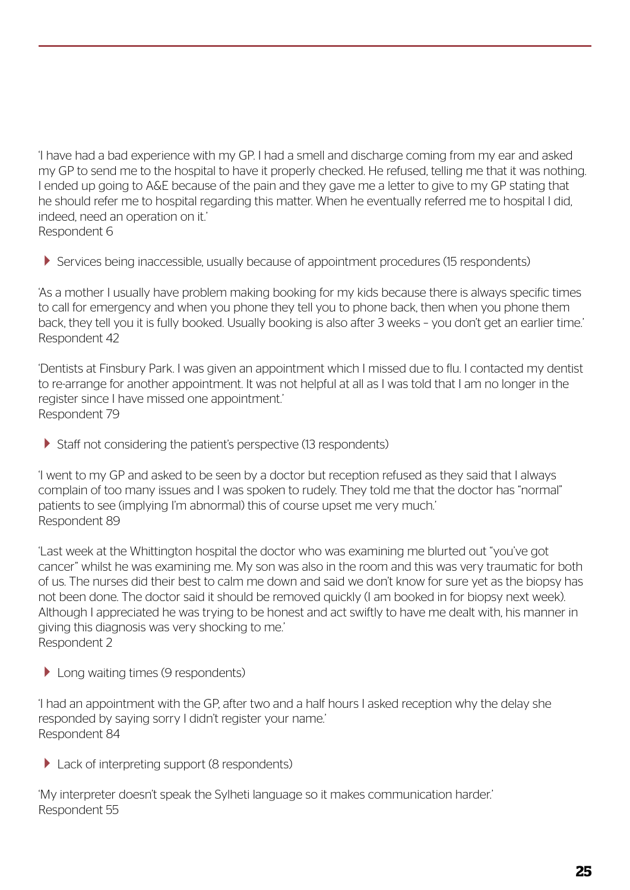'I have had a bad experience with my GP. I had a smell and discharge coming from my ear and asked my GP to send me to the hospital to have it properly checked. He refused, telling me that it was nothing. I ended up going to A&E because of the pain and they gave me a letter to give to my GP stating that he should refer me to hospital regarding this matter. When he eventually referred me to hospital I did, indeed, need an operation on it.'
Respondent 6

- Services being inaccessible, usually because of appointment procedures (15 respondents)

'As a mother I usually have problem making booking for my kids because there is always specific times to call for emergency and when you phone they tell you to phone back, then when you phone them back, they tell you it is fully booked. Usually booking is also after 3 weeks – you don't get an earlier time.'
Respondent 42

'Dentists at Finsbury Park. I was given an appointment which I missed due to flu. I contacted my dentist to re-arrange for another appointment. It was not helpful at all as I was told that I am no longer in the register since I have missed one appointment.'
Respondent 79

- Staff not considering the patient's perspective (13 respondents)

'I went to my GP and asked to be seen by a doctor but reception refused as they said that I always complain of too many issues and I was spoken to rudely. They told me that the doctor has "normal" patients to see (implying I'm abnormal) this of course upset me very much.'
Respondent 89

'Last week at the Whittington hospital the doctor who was examining me blurted out "you've got cancer" whilst he was examining me. My son was also in the room and this was very traumatic for both of us. The nurses did their best to calm me down and said we don't know for sure yet as the biopsy has not been done. The doctor said it should be removed quickly (I am booked in for biopsy next week). Although I appreciated he was trying to be honest and act swiftly to have me dealt with, his manner in giving this diagnosis was very shocking to me.'
Respondent 2

- Long waiting times (9 respondents)

'I had an appointment with the GP, after two and a half hours I asked reception why the delay she responded by saying sorry I didn't register your name.'
Respondent 84

- Lack of interpreting support (8 respondents)

'My interpreter doesn't speak the Sylheti language so it makes communication harder.'
Respondent 55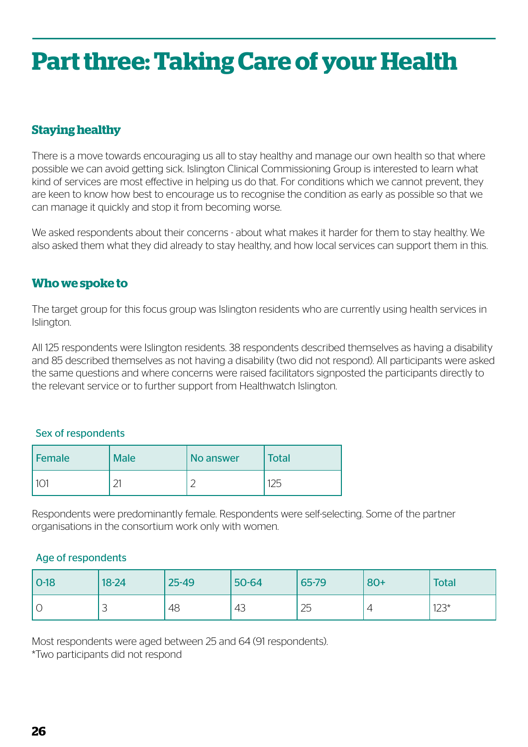# Part three: Taking Care of your Health

## Staying healthy

There is a move towards encouraging us all to stay healthy and manage our own health so that where possible we can avoid getting sick. Islington Clinical Commissioning Group is interested to learn what kind of services are most effective in helping us do that. For conditions which we cannot prevent, they are keen to know how best to encourage us to recognise the condition as early as possible so that we can manage it quickly and stop it from becoming worse.

We asked respondents about their concerns - about what makes it harder for them to stay healthy. We also asked them what they did already to stay healthy, and how local services can support them in this.

## Who we spoke to

The target group for this focus group was Islington residents who are currently using health services in Islington.

All 125 respondents were Islington residents. 38 respondents described themselves as having a disability and 85 described themselves as not having a disability (two did not respond). All participants were asked the same questions and where concerns were raised facilitators signposted the participants directly to the relevant service or to further support from Healthwatch Islington.

Sex of respondents

| Female | Male | No answer | Total |
|---|---|---|---|
| 101 | 21 | 2 | 125 |

Respondents were predominantly female. Respondents were self-selecting. Some of the partner organisations in the consortium work only with women.

Age of respondents

| 0-18 | 18-24 | 25-49 | 50-64 | 65-79 | 80+ | Total |
|---|---|---|---|---|---|---|
| 0 | 3 | 48 | 43 | 25 | 4 | 123* |

Most respondents were aged between 25 and 64 (91 respondents).
*Two participants did not respond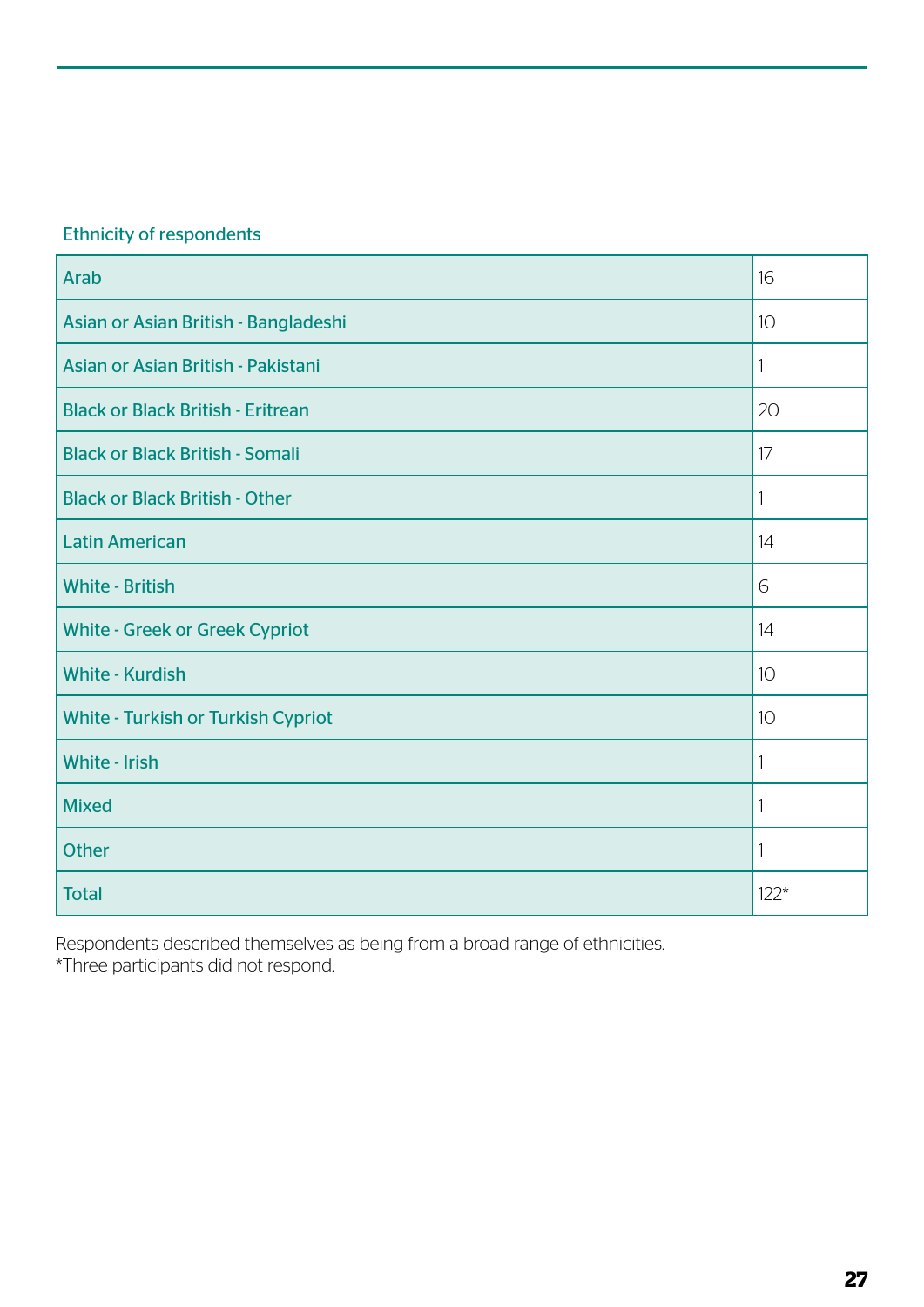Ethnicity of respondents

| Ethnicity | Number |
|---|---|
| Arab | 16 |
| Asian or Asian British - Bangladeshi | 10 |
| Asian or Asian British - Pakistani | 1 |
| Black or Black British - Eritrean | 20 |
| Black or Black British - Somali | 17 |
| Black or Black British - Other | 1 |
| Latin American | 14 |
| White - British | 6 |
| White - Greek or Greek Cypriot | 14 |
| White - Kurdish | 10 |
| White - Turkish or Turkish Cypriot | 10 |
| White - Irish | 1 |
| Mixed | 1 |
| Other | 1 |
| Total | 122* |

Respondents described themselves as being from a broad range of ethnicities.
*Three participants did not respond.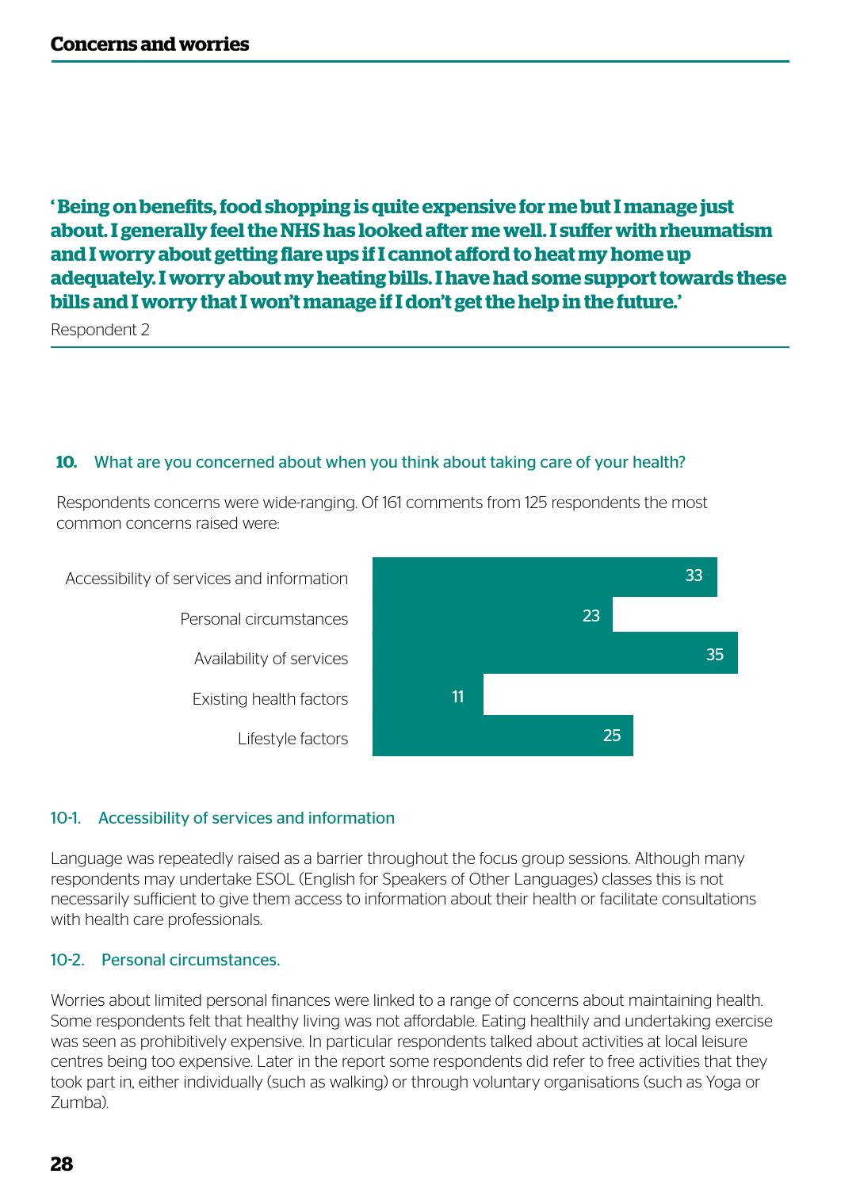## Concerns and worries

**'Being on benefits, food shopping is quite expensive for me but I manage just about. I generally feel the NHS has looked after me well. I suffer with rheumatism and I worry about getting flare ups if I cannot afford to heat my home up adequately. I worry about my heating bills. I have had some support towards these bills and I worry that I won't manage if I don't get the help in the future.'**

Respondent 2

### 10. What are you concerned about when you think about taking care of your health?

Respondents concerns were wide-ranging. Of 161 comments from 125 respondents the most common concerns raised were:

| Concern | Count |
|---|---|
| Accessibility of services and information | 33 |
| Personal circumstances | 23 |
| Availability of services | 35 |
| Existing health factors | 11 |
| Lifestyle factors | 25 |

#### 10-1. Accessibility of services and information

Language was repeatedly raised as a barrier throughout the focus group sessions. Although many respondents may undertake ESOL (English for Speakers of Other Languages) classes this is not necessarily sufficient to give them access to information about their health or facilitate consultations with health care professionals.

#### 10-2. Personal circumstances.

Worries about limited personal finances were linked to a range of concerns about maintaining health. Some respondents felt that healthy living was not affordable. Eating healthily and undertaking exercise was seen as prohibitively expensive. In particular respondents talked about activities at local leisure centres being too expensive. Later in the report some respondents did refer to free activities that they took part in, either individually (such as walking) or through voluntary organisations (such as Yoga or Zumba).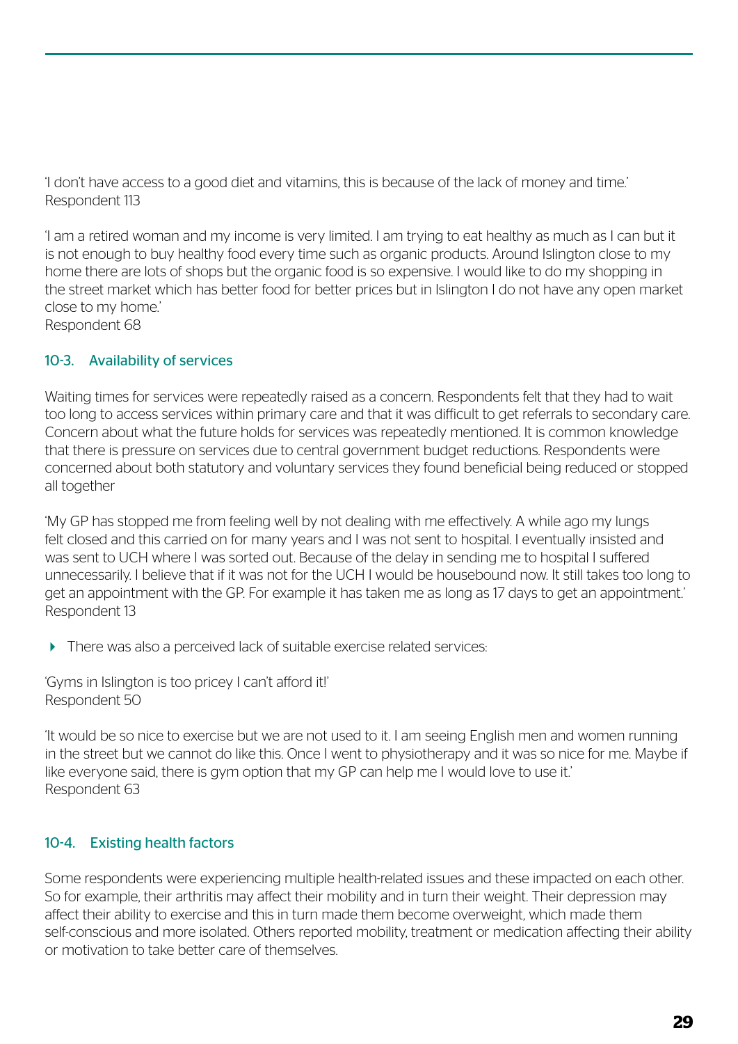'I don't have access to a good diet and vitamins, this is because of the lack of money and time.'
Respondent 113

'I am a retired woman and my income is very limited. I am trying to eat healthy as much as I can but it is not enough to buy healthy food every time such as organic products. Around Islington close to my home there are lots of shops but the organic food is so expensive. I would like to do my shopping in the street market which has better food for better prices but in Islington I do not have any open market close to my home.'
Respondent 68

### 10-3. Availability of services

Waiting times for services were repeatedly raised as a concern. Respondents felt that they had to wait too long to access services within primary care and that it was difficult to get referrals to secondary care. Concern about what the future holds for services was repeatedly mentioned. It is common knowledge that there is pressure on services due to central government budget reductions. Respondents were concerned about both statutory and voluntary services they found beneficial being reduced or stopped all together

'My GP has stopped me from feeling well by not dealing with me effectively. A while ago my lungs felt closed and this carried on for many years and I was not sent to hospital. I eventually insisted and was sent to UCH where I was sorted out. Because of the delay in sending me to hospital I suffered unnecessarily. I believe that if it was not for the UCH I would be housebound now. It still takes too long to get an appointment with the GP. For example it has taken me as long as 17 days to get an appointment.'
Respondent 13

- There was also a perceived lack of suitable exercise related services:

'Gyms in Islington is too pricey I can't afford it!'
Respondent 50

'It would be so nice to exercise but we are not used to it. I am seeing English men and women running in the street but we cannot do like this. Once I went to physiotherapy and it was so nice for me. Maybe if like everyone said, there is gym option that my GP can help me I would love to use it.'
Respondent 63

### 10-4. Existing health factors

Some respondents were experiencing multiple health-related issues and these impacted on each other. So for example, their arthritis may affect their mobility and in turn their weight. Their depression may affect their ability to exercise and this in turn made them become overweight, which made them self-conscious and more isolated. Others reported mobility, treatment or medication affecting their ability or motivation to take better care of themselves.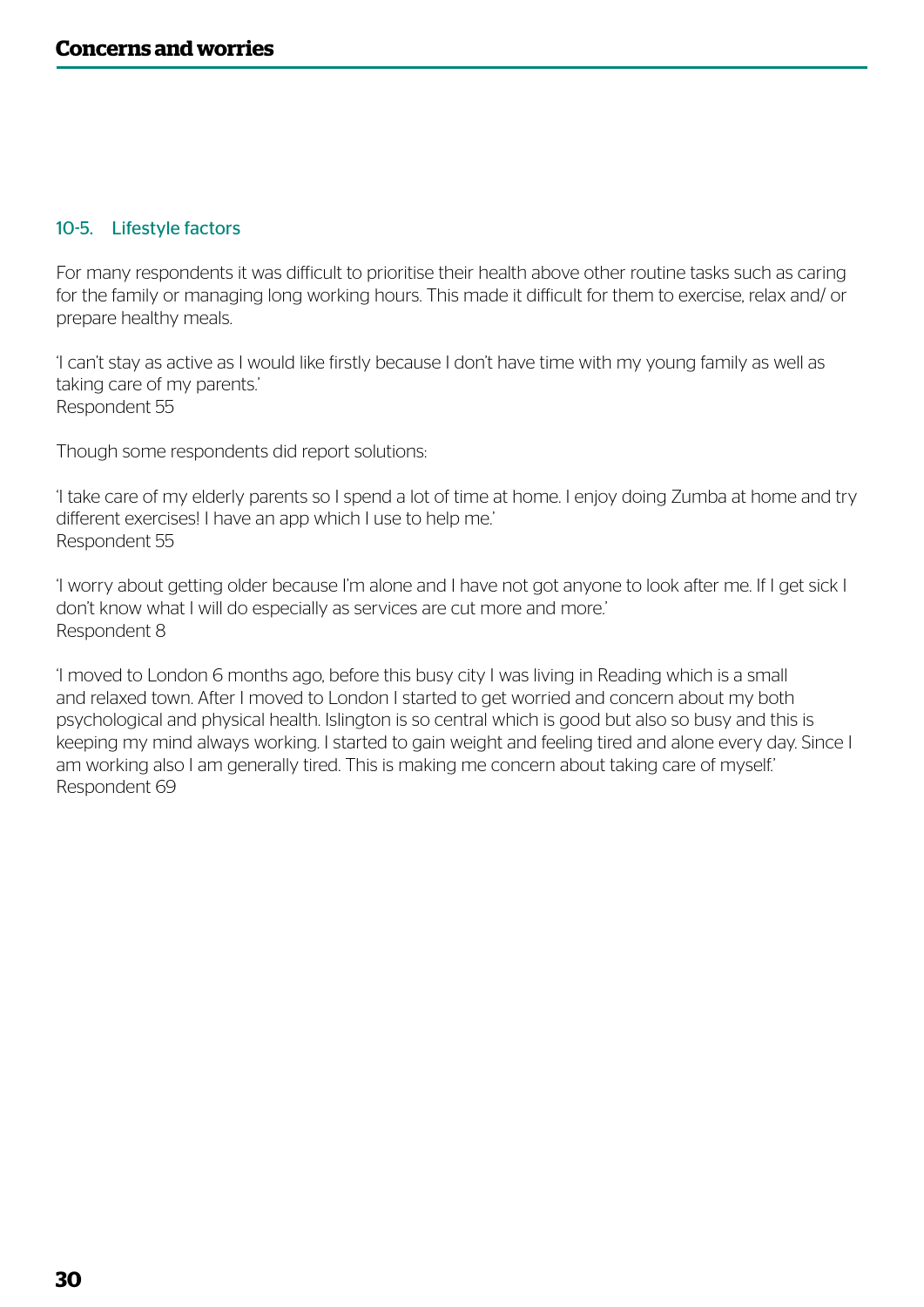# Concerns and worries

### 10-5. Lifestyle factors

For many respondents it was difficult to prioritise their health above other routine tasks such as caring for the family or managing long working hours. This made it difficult for them to exercise, relax and/ or prepare healthy meals.

'I can't stay as active as I would like firstly because I don't have time with my young family as well as taking care of my parents.'
Respondent 55

Though some respondents did report solutions:

'I take care of my elderly parents so I spend a lot of time at home. I enjoy doing Zumba at home and try different exercises! I have an app which I use to help me.'
Respondent 55

'I worry about getting older because I'm alone and I have not got anyone to look after me. If I get sick I don't know what I will do especially as services are cut more and more.'
Respondent 8

'I moved to London 6 months ago, before this busy city I was living in Reading which is a small and relaxed town. After I moved to London I started to get worried and concern about my both psychological and physical health. Islington is so central which is good but also so busy and this is keeping my mind always working. I started to gain weight and feeling tired and alone every day. Since I am working also I am generally tired. This is making me concern about taking care of myself.'
Respondent 69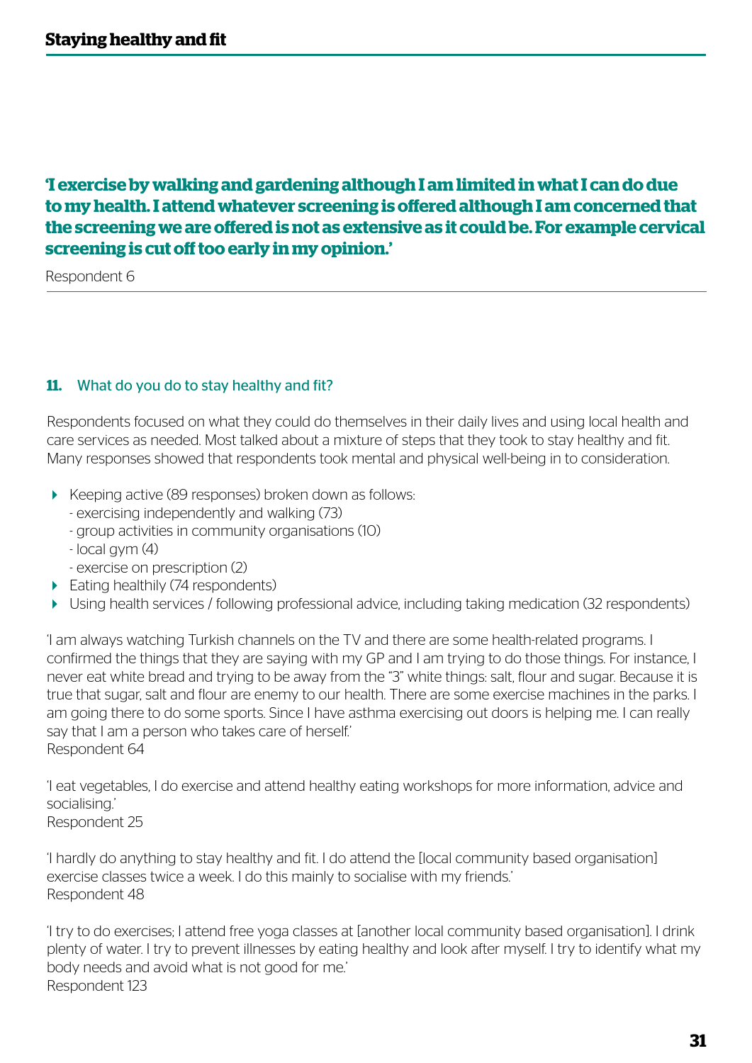**'I exercise by walking and gardening although I am limited in what I can do due to my health. I attend whatever screening is offered although I am concerned that the screening we are offered is not as extensive as it could be. For example cervical screening is cut off too early in my opinion.'**

Respondent 6

---

### **11.** What do you do to stay healthy and fit?

Respondents focused on what they could do themselves in their daily lives and using local health and care services as needed. Most talked about a mixture of steps that they took to stay healthy and fit. Many responses showed that respondents took mental and physical well-being in to consideration.

- Keeping active (89 responses) broken down as follows:
  - exercising independently and walking (73)
  - group activities in community organisations (10)
  - local gym (4)
  - exercise on prescription (2)
- Eating healthily (74 respondents)
- Using health services / following professional advice, including taking medication (32 respondents)

'I am always watching Turkish channels on the TV and there are some health-related programs. I confirmed the things that they are saying with my GP and I am trying to do those things. For instance, I never eat white bread and trying to be away from the "3" white things: salt, flour and sugar. Because it is true that sugar, salt and flour are enemy to our health. There are some exercise machines in the parks. I am going there to do some sports. Since I have asthma exercising out doors is helping me. I can really say that I am a person who takes care of herself.'
Respondent 64

'I eat vegetables, I do exercise and attend healthy eating workshops for more information, advice and socialising.'
Respondent 25

'I hardly do anything to stay healthy and fit. I do attend the [local community based organisation] exercise classes twice a week. I do this mainly to socialise with my friends.'
Respondent 48

'I try to do exercises; I attend free yoga classes at [another local community based organisation]. I drink plenty of water. I try to prevent illnesses by eating healthy and look after myself. I try to identify what my body needs and avoid what is not good for me.'
Respondent 123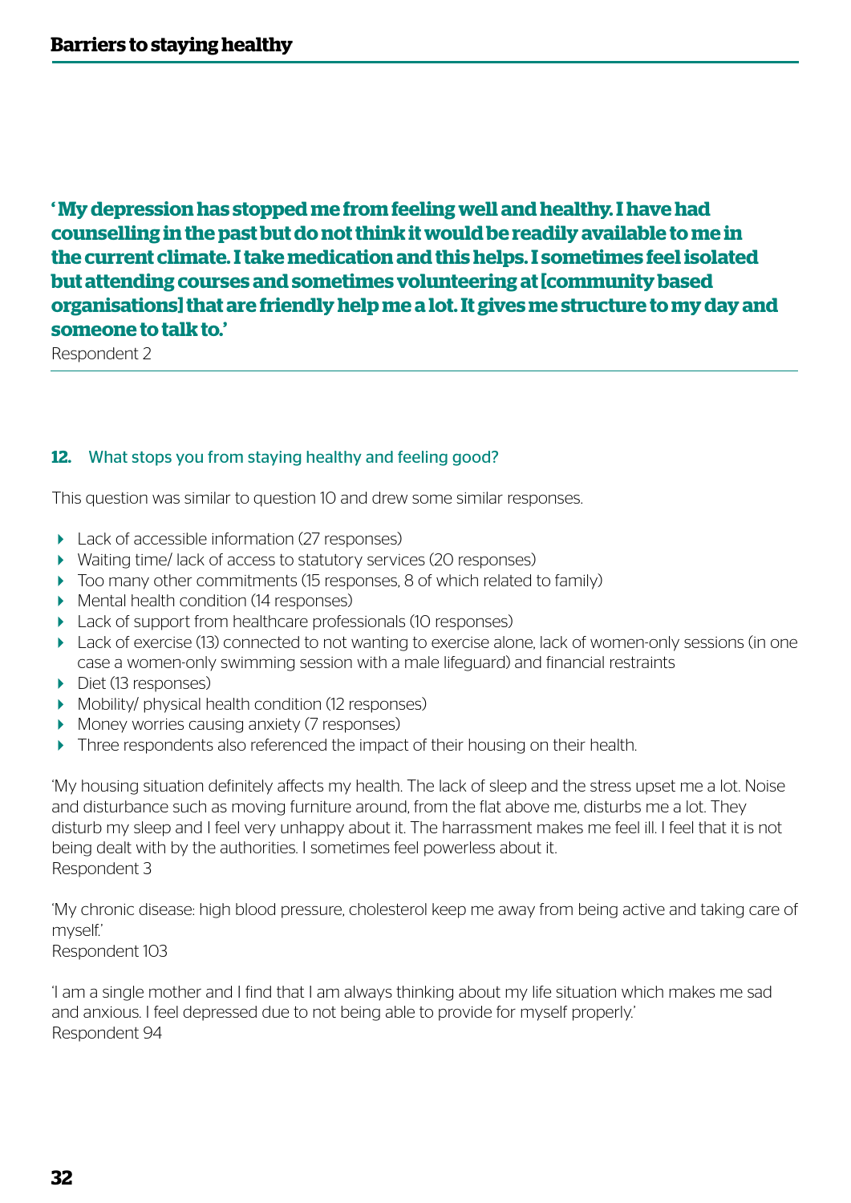## Barriers to staying healthy

**' My depression has stopped me from feeling well and healthy. I have had counselling in the past but do not think it would be readily available to me in the current climate. I take medication and this helps. I sometimes feel isolated but attending courses and sometimes volunteering at [community based organisations] that are friendly help me a lot. It gives me structure to my day and someone to talk to.'**

Respondent 2

### 12. What stops you from staying healthy and feeling good?

This question was similar to question 10 and drew some similar responses.

- Lack of accessible information (27 responses)
- Waiting time/ lack of access to statutory services (20 responses)
- Too many other commitments (15 responses, 8 of which related to family)
- Mental health condition (14 responses)
- Lack of support from healthcare professionals (10 responses)
- Lack of exercise (13) connected to not wanting to exercise alone, lack of women-only sessions (in one case a women-only swimming session with a male lifeguard) and financial restraints
- Diet (13 responses)
- Mobility/ physical health condition (12 responses)
- Money worries causing anxiety (7 responses)
- Three respondents also referenced the impact of their housing on their health.

'My housing situation definitely affects my health. The lack of sleep and the stress upset me a lot. Noise and disturbance such as moving furniture around, from the flat above me, disturbs me a lot. They disturb my sleep and I feel very unhappy about it. The harrassment makes me feel ill. I feel that it is not being dealt with by the authorities. I sometimes feel powerless about it.

Respondent 3

'My chronic disease: high blood pressure, cholesterol keep me away from being active and taking care of myself.'

Respondent 103

'I am a single mother and I find that I am always thinking about my life situation which makes me sad and anxious. I feel depressed due to not being able to provide for myself properly.'

Respondent 94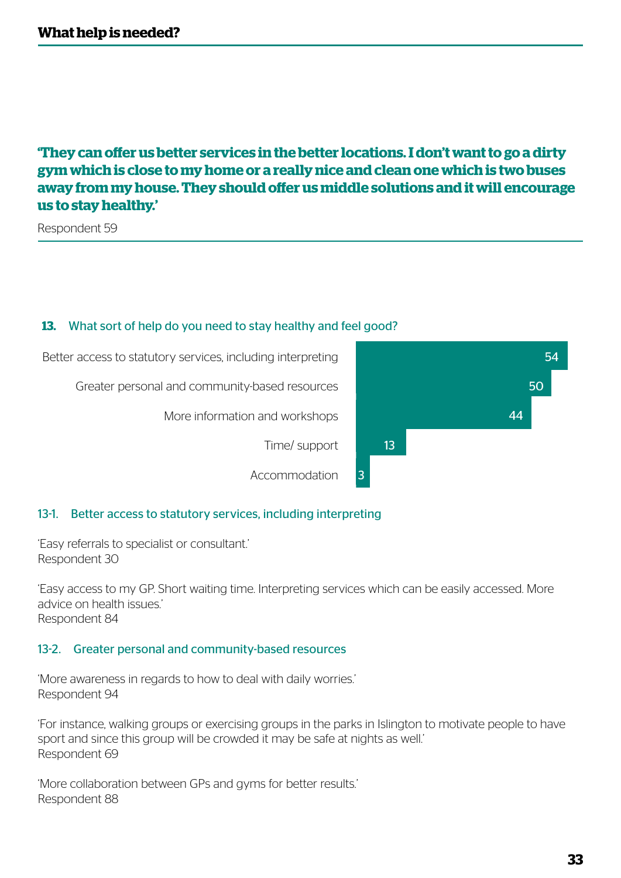## What help is needed?

**'They can offer us better services in the better locations. I don't want to go a dirty gym which is close to my home or a really nice and clean one which is two buses away from my house. They should offer us middle solutions and it will encourage us to stay healthy.'**

Respondent 59

### 13. What sort of help do you need to stay healthy and feel good?

| Response | Count |
|---|---|
| Better access to statutory services, including interpreting | 54 |
| Greater personal and community-based resources | 50 |
| More information and workshops | 44 |
| Time/ support | 13 |
| Accommodation | 3 |

#### 13-1. Better access to statutory services, including interpreting

'Easy referrals to specialist or consultant.'
Respondent 30

'Easy access to my GP. Short waiting time. Interpreting services which can be easily accessed. More advice on health issues.'
Respondent 84

#### 13-2. Greater personal and community-based resources

'More awareness in regards to how to deal with daily worries.'
Respondent 94

'For instance, walking groups or exercising groups in the parks in Islington to motivate people to have sport and since this group will be crowded it may be safe at nights as well.'
Respondent 69

'More collaboration between GPs and gyms for better results.'
Respondent 88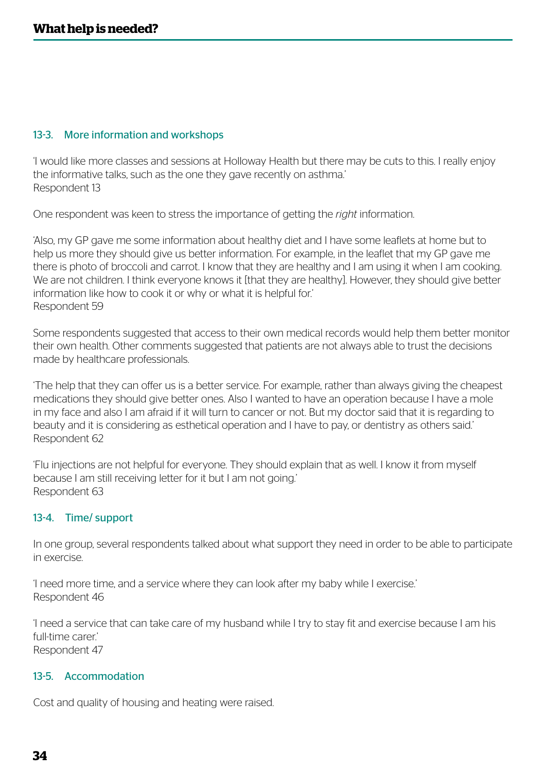### 13-3. More information and workshops

'I would like more classes and sessions at Holloway Health but there may be cuts to this. I really enjoy the informative talks, such as the one they gave recently on asthma.'
Respondent 13

One respondent was keen to stress the importance of getting the *right* information.

'Also, my GP gave me some information about healthy diet and I have some leaflets at home but to help us more they should give us better information. For example, in the leaflet that my GP gave me there is photo of broccoli and carrot. I know that they are healthy and I am using it when I am cooking. We are not children. I think everyone knows it [that they are healthy]. However, they should give better information like how to cook it or why or what it is helpful for.'
Respondent 59

Some respondents suggested that access to their own medical records would help them better monitor their own health. Other comments suggested that patients are not always able to trust the decisions made by healthcare professionals.

'The help that they can offer us is a better service. For example, rather than always giving the cheapest medications they should give better ones. Also I wanted to have an operation because I have a mole in my face and also I am afraid if it will turn to cancer or not. But my doctor said that it is regarding to beauty and it is considering as esthetical operation and I have to pay, or dentistry as others said.'
Respondent 62

'Flu injections are not helpful for everyone. They should explain that as well. I know it from myself because I am still receiving letter for it but I am not going.'
Respondent 63

### 13-4. Time/ support

In one group, several respondents talked about what support they need in order to be able to participate in exercise.

'I need more time, and a service where they can look after my baby while I exercise.'
Respondent 46

'I need a service that can take care of my husband while I try to stay fit and exercise because I am his full-time carer.'
Respondent 47

### 13-5. Accommodation

Cost and quality of housing and heating were raised.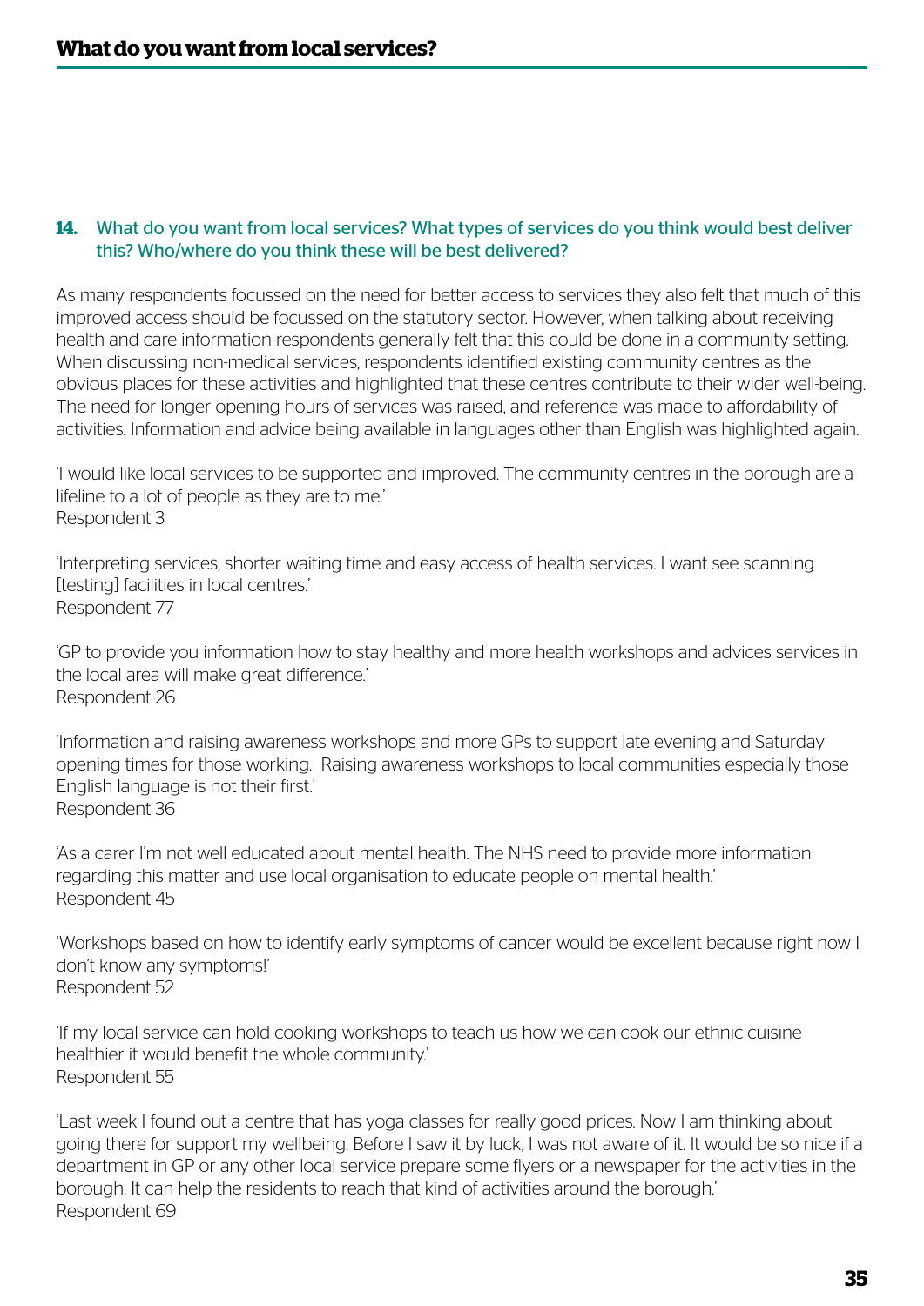**14.** What do you want from local services? What types of services do you think would best deliver this? Who/where do you think these will be best delivered?

As many respondents focussed on the need for better access to services they also felt that much of this improved access should be focussed on the statutory sector. However, when talking about receiving health and care information respondents generally felt that this could be done in a community setting. When discussing non-medical services, respondents identified existing community centres as the obvious places for these activities and highlighted that these centres contribute to their wider well-being. The need for longer opening hours of services was raised, and reference was made to affordability of activities. Information and advice being available in languages other than English was highlighted again.

'I would like local services to be supported and improved. The community centres in the borough are a lifeline to a lot of people as they are to me.'
Respondent 3

'Interpreting services, shorter waiting time and easy access of health services. I want see scanning [testing] facilities in local centres.'
Respondent 77

'GP to provide you information how to stay healthy and more health workshops and advices services in the local area will make great difference.'
Respondent 26

'Information and raising awareness workshops and more GPs to support late evening and Saturday opening times for those working. Raising awareness workshops to local communities especially those English language is not their first.'
Respondent 36

'As a carer I'm not well educated about mental health. The NHS need to provide more information regarding this matter and use local organisation to educate people on mental health.'
Respondent 45

'Workshops based on how to identify early symptoms of cancer would be excellent because right now I don't know any symptoms!'
Respondent 52

'If my local service can hold cooking workshops to teach us how we can cook our ethnic cuisine healthier it would benefit the whole community.'
Respondent 55

'Last week I found out a centre that has yoga classes for really good prices. Now I am thinking about going there for support my wellbeing. Before I saw it by luck, I was not aware of it. It would be so nice if a department in GP or any other local service prepare some flyers or a newspaper for the activities in the borough. It can help the residents to reach that kind of activities around the borough.'
Respondent 69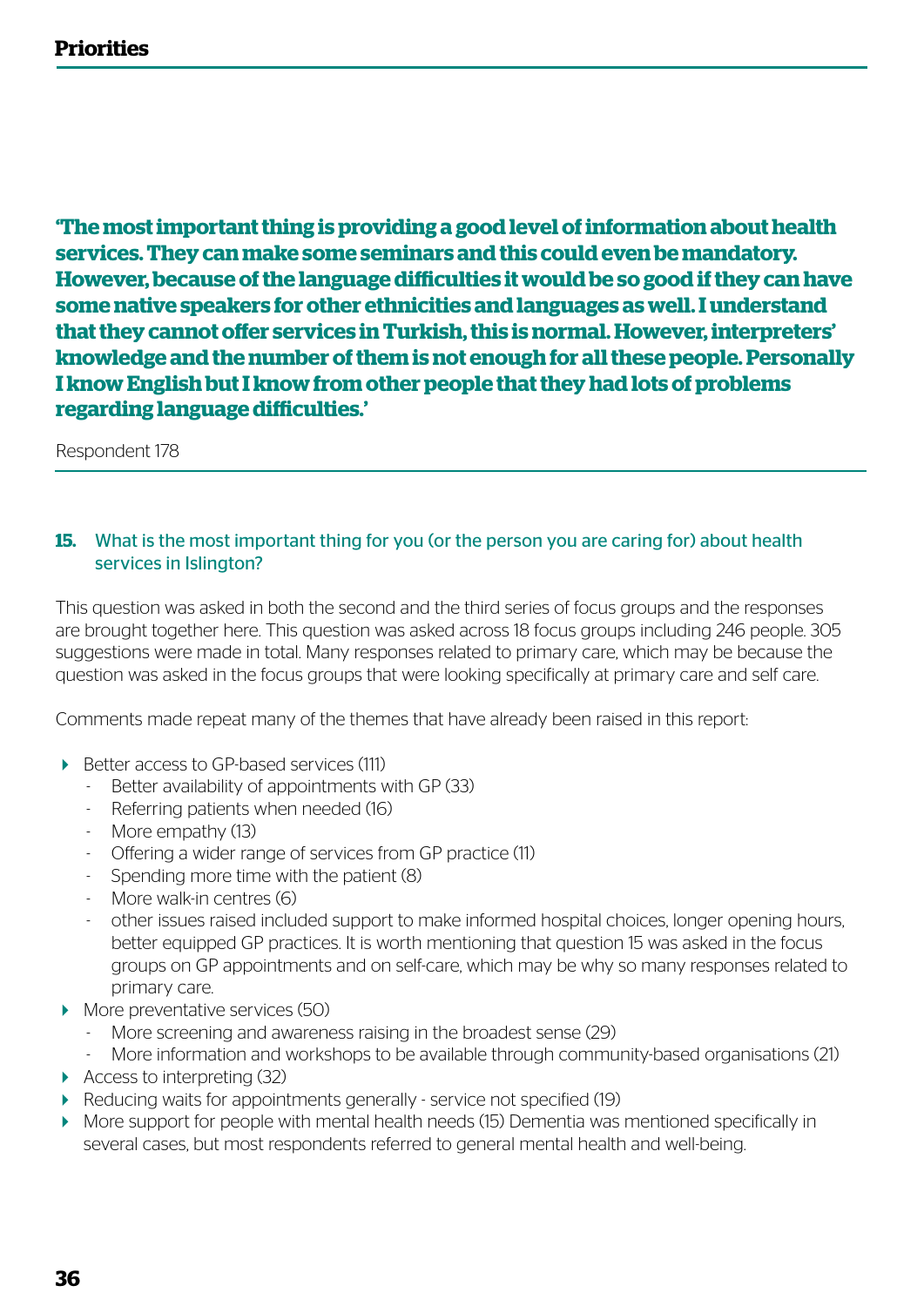**'The most important thing is providing a good level of information about health services. They can make some seminars and this could even be mandatory. However, because of the language difficulties it would be so good if they can have some native speakers for other ethnicities and languages as well. I understand that they cannot offer services in Turkish, this is normal. However, interpreters' knowledge and the number of them is not enough for all these people. Personally I know English but I know from other people that they had lots of problems regarding language difficulties.'**

Respondent 178

### 15. What is the most important thing for you (or the person you are caring for) about health services in Islington?

This question was asked in both the second and the third series of focus groups and the responses are brought together here. This question was asked across 18 focus groups including 246 people. 305 suggestions were made in total. Many responses related to primary care, which may be because the question was asked in the focus groups that were looking specifically at primary care and self care.

Comments made repeat many of the themes that have already been raised in this report:

- Better access to GP-based services (111)
  - Better availability of appointments with GP (33)
  - Referring patients when needed (16)
  - More empathy (13)
  - Offering a wider range of services from GP practice (11)
  - Spending more time with the patient (8)
  - More walk-in centres (6)
  - other issues raised included support to make informed hospital choices, longer opening hours, better equipped GP practices. It is worth mentioning that question 15 was asked in the focus groups on GP appointments and on self-care, which may be why so many responses related to primary care.
- More preventative services (50)
  - More screening and awareness raising in the broadest sense (29)
  - More information and workshops to be available through community-based organisations (21)
- Access to interpreting (32)
- Reducing waits for appointments generally - service not specified (19)
- More support for people with mental health needs (15) Dementia was mentioned specifically in several cases, but most respondents referred to general mental health and well-being.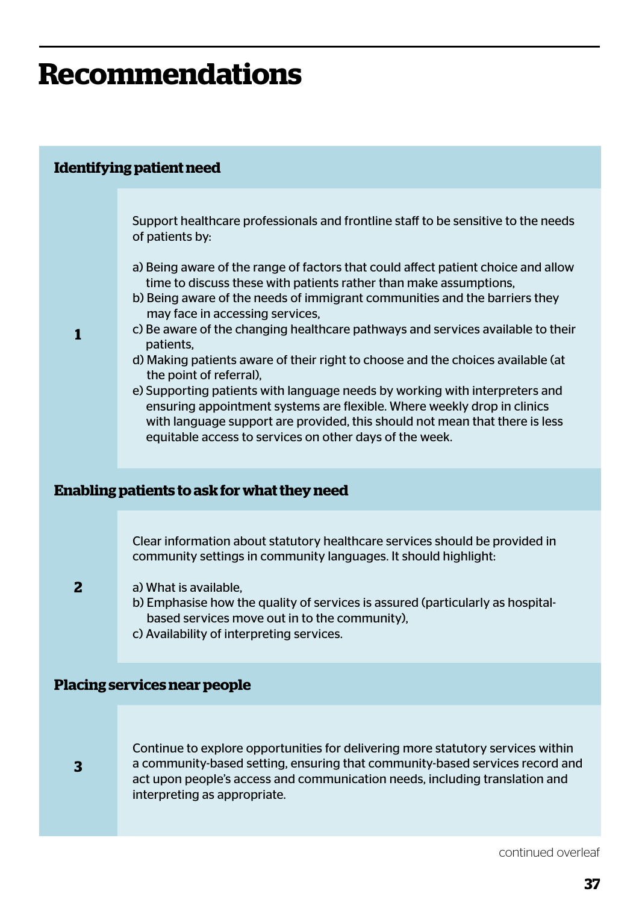# Recommendations

## Identifying patient need

**1**

Support healthcare professionals and frontline staff to be sensitive to the needs of patients by:

a) Being aware of the range of factors that could affect patient choice and allow time to discuss these with patients rather than make assumptions,
b) Being aware of the needs of immigrant communities and the barriers they may face in accessing services,
c) Be aware of the changing healthcare pathways and services available to their patients,
d) Making patients aware of their right to choose and the choices available (at the point of referral),
e) Supporting patients with language needs by working with interpreters and ensuring appointment systems are flexible. Where weekly drop in clinics with language support are provided, this should not mean that there is less equitable access to services on other days of the week.

## Enabling patients to ask for what they need

**2**

Clear information about statutory healthcare services should be provided in community settings in community languages. It should highlight:

a) What is available,
b) Emphasise how the quality of services is assured (particularly as hospital-based services move out in to the community),
c) Availability of interpreting services.

## Placing services near people

**3**

Continue to explore opportunities for delivering more statutory services within a community-based setting, ensuring that community-based services record and act upon people's access and communication needs, including translation and interpreting as appropriate.

continued overleaf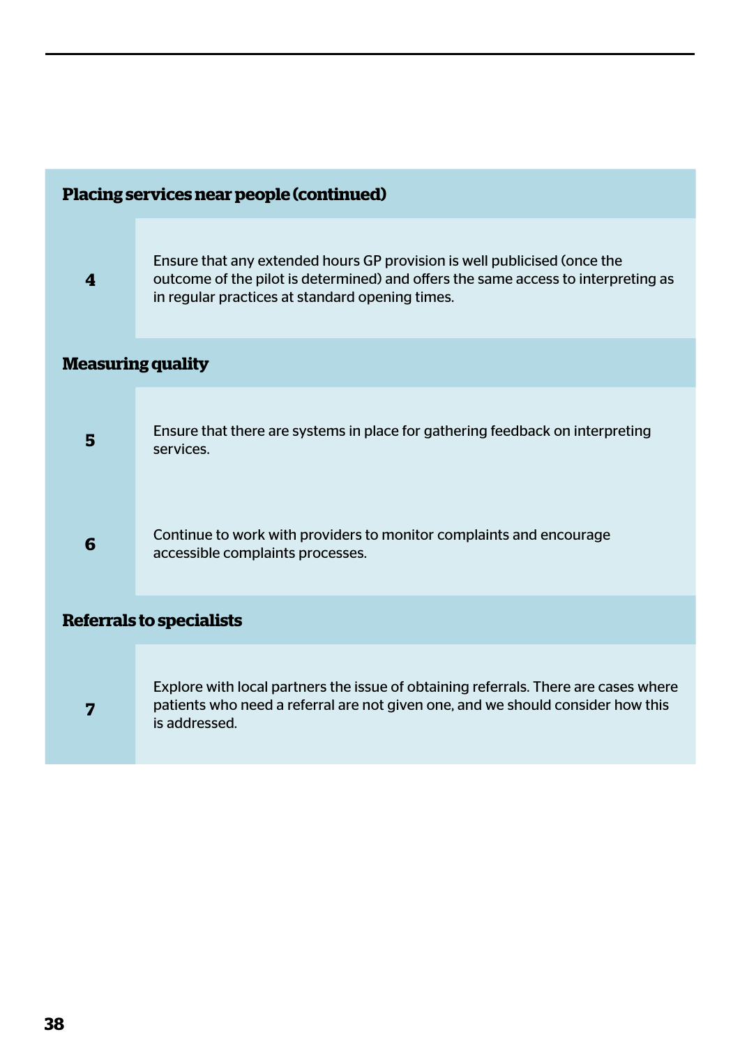| Placing services near people (continued) | |
|---|---|
| **4** | Ensure that any extended hours GP provision is well publicised (once the outcome of the pilot is determined) and offers the same access to interpreting as in regular practices at standard opening times. |
| **Measuring quality** | |
| **5** | Ensure that there are systems in place for gathering feedback on interpreting services. |
| **6** | Continue to work with providers to monitor complaints and encourage accessible complaints processes. |
| **Referrals to specialists** | |
| **7** | Explore with local partners the issue of obtaining referrals. There are cases where patients who need a referral are not given one, and we should consider how this is addressed. |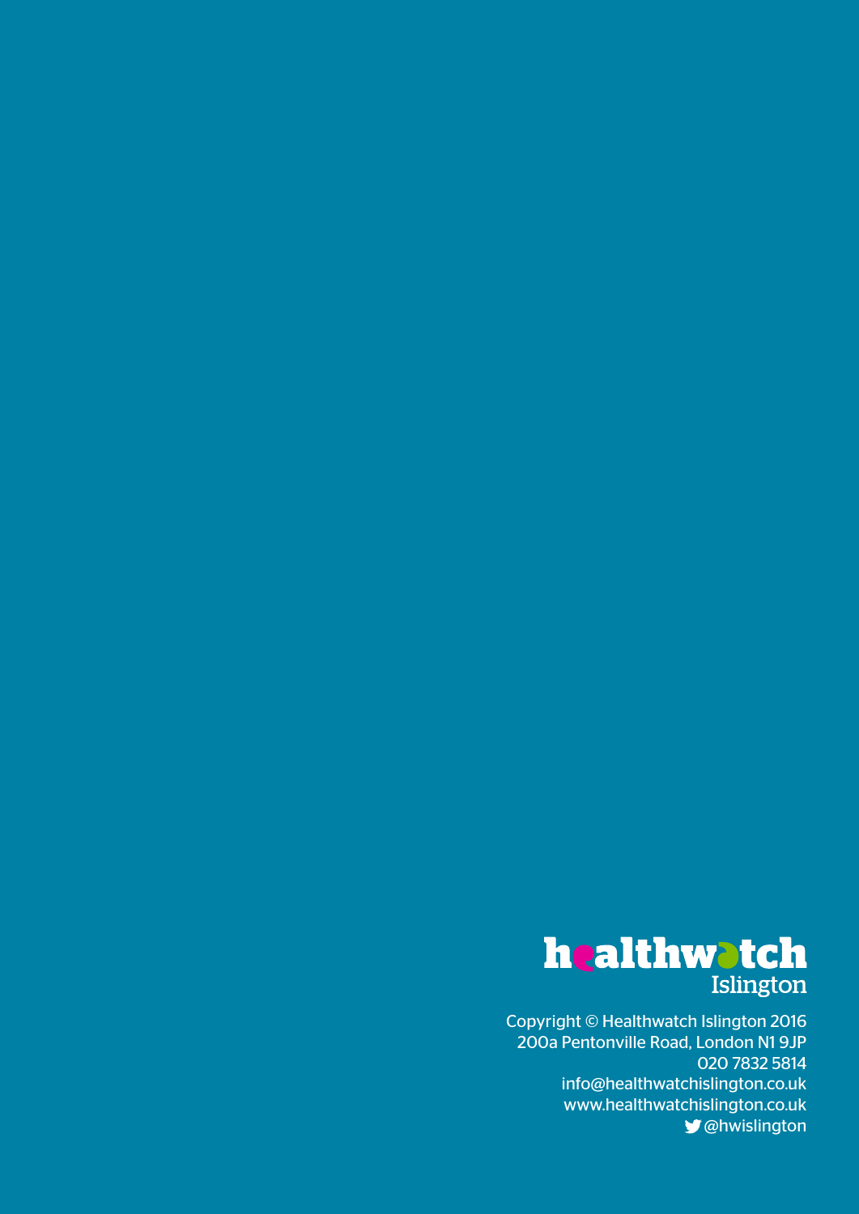healthwatch
Islington

Copyright © Healthwatch Islington 2016
200a Pentonville Road, London N1 9JP
020 7832 5814
info@healthwatchislington.co.uk
www.healthwatchislington.co.uk
@hwislington